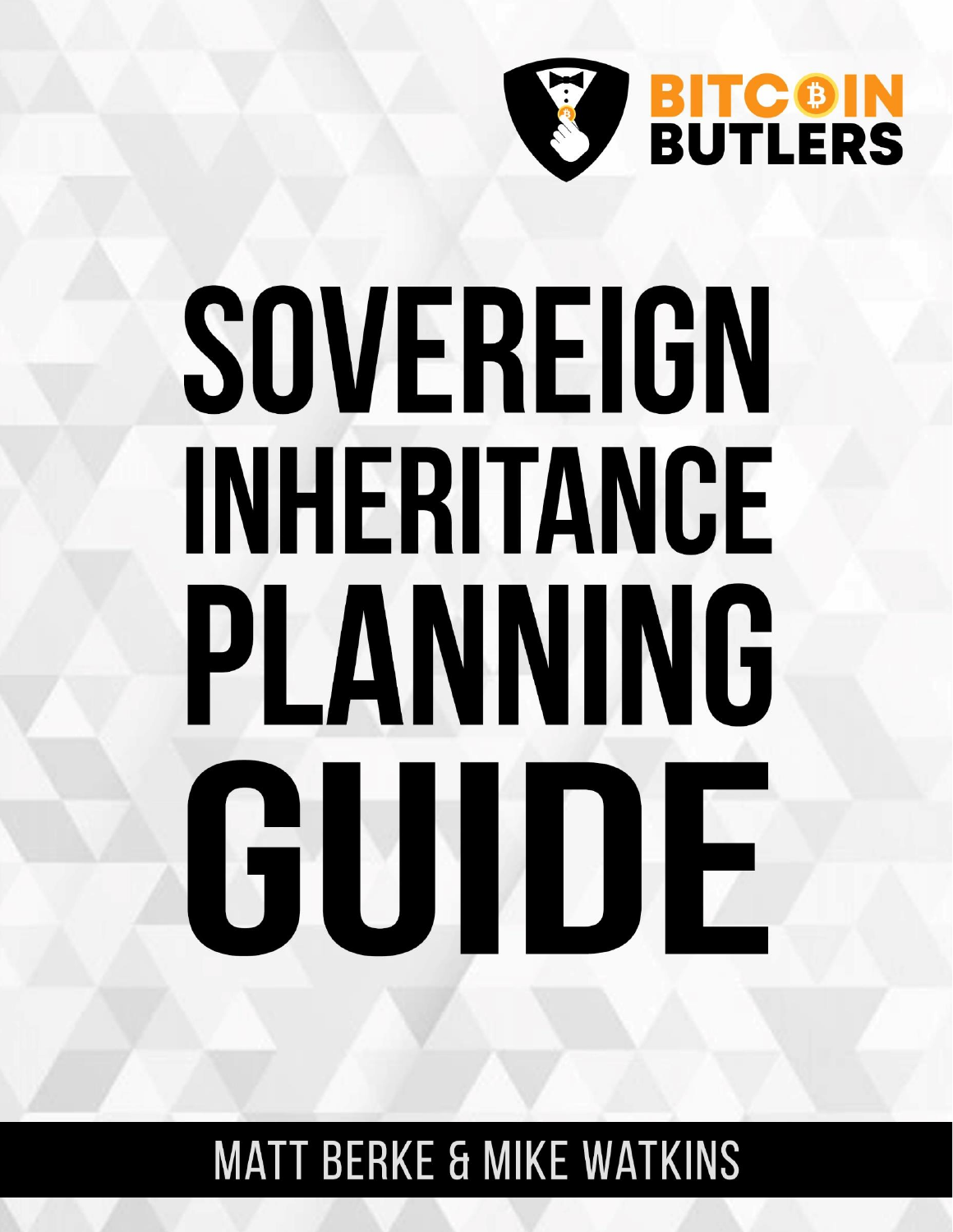BITCOIN BUTLERS

# SOVEREIGN INHERITANCE PLANNING GUIDE

MATT BERKE & MIKE WATKINS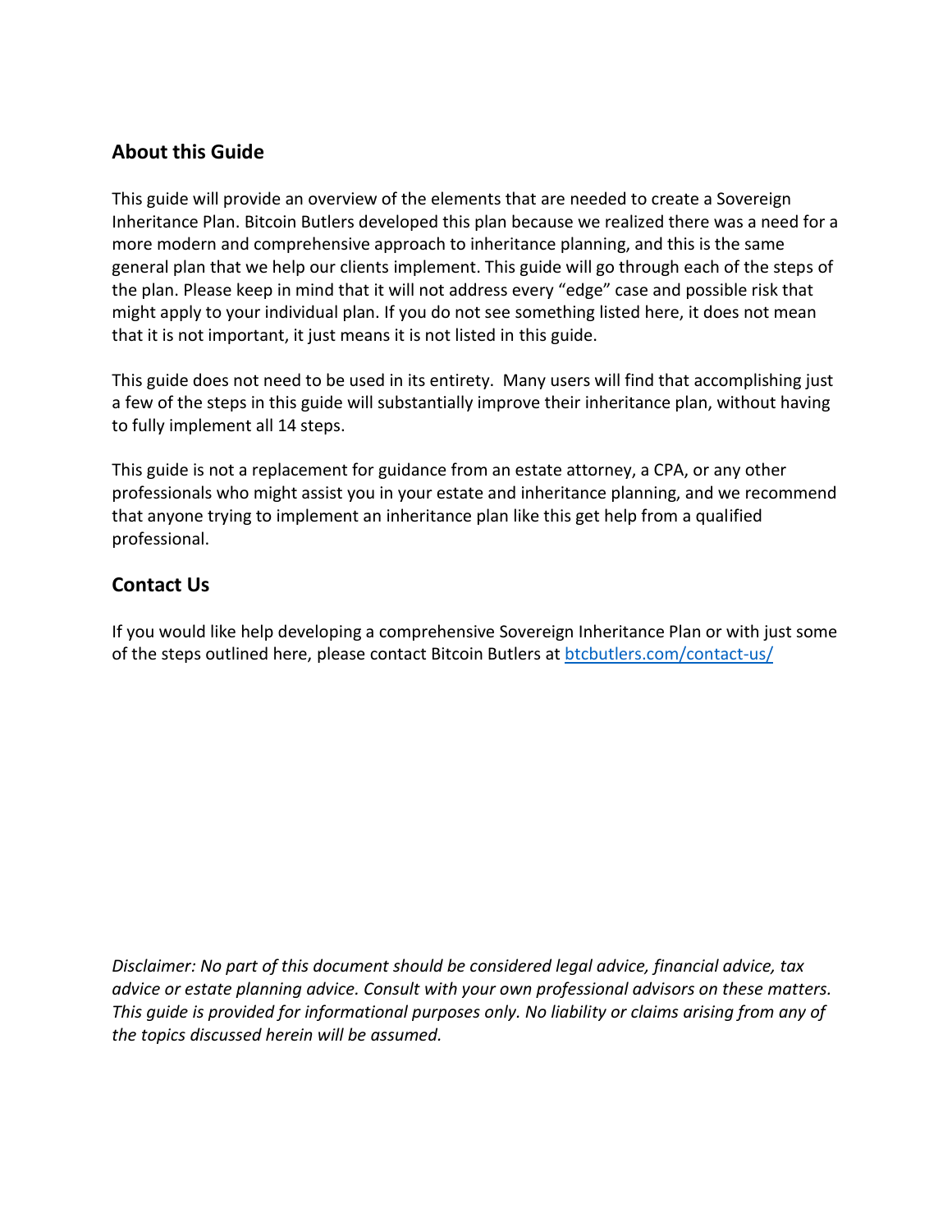## About this Guide

This guide will provide an overview of the elements that are needed to create a Sovereign Inheritance Plan. Bitcoin Butlers developed this plan because we realized there was a need for a more modern and comprehensive approach to inheritance planning, and this is the same general plan that we help our clients implement. This guide will go through each of the steps of the plan. Please keep in mind that it will not address every "edge" case and possible risk that might apply to your individual plan. If you do not see something listed here, it does not mean that it is not important, it just means it is not listed in this guide.

This guide does not need to be used in its entirety. Many users will find that accomplishing just a few of the steps in this guide will substantially improve their inheritance plan, without having to fully implement all 14 steps.

This guide is not a replacement for guidance from an estate attorney, a CPA, or any other professionals who might assist you in your estate and inheritance planning, and we recommend that anyone trying to implement an inheritance plan like this get help from a qualified professional.

## Contact Us

If you would like help developing a comprehensive Sovereign Inheritance Plan or with just some of the steps outlined here, please contact Bitcoin Butlers at [btcbutlers.com/contact-us/](btcbutlers.com/contact-us/)

*Disclaimer: No part of this document should be considered legal advice, financial advice, tax advice or estate planning advice. Consult with your own professional advisors on these matters. This guide is provided for informational purposes only. No liability or claims arising from any of the topics discussed herein will be assumed.*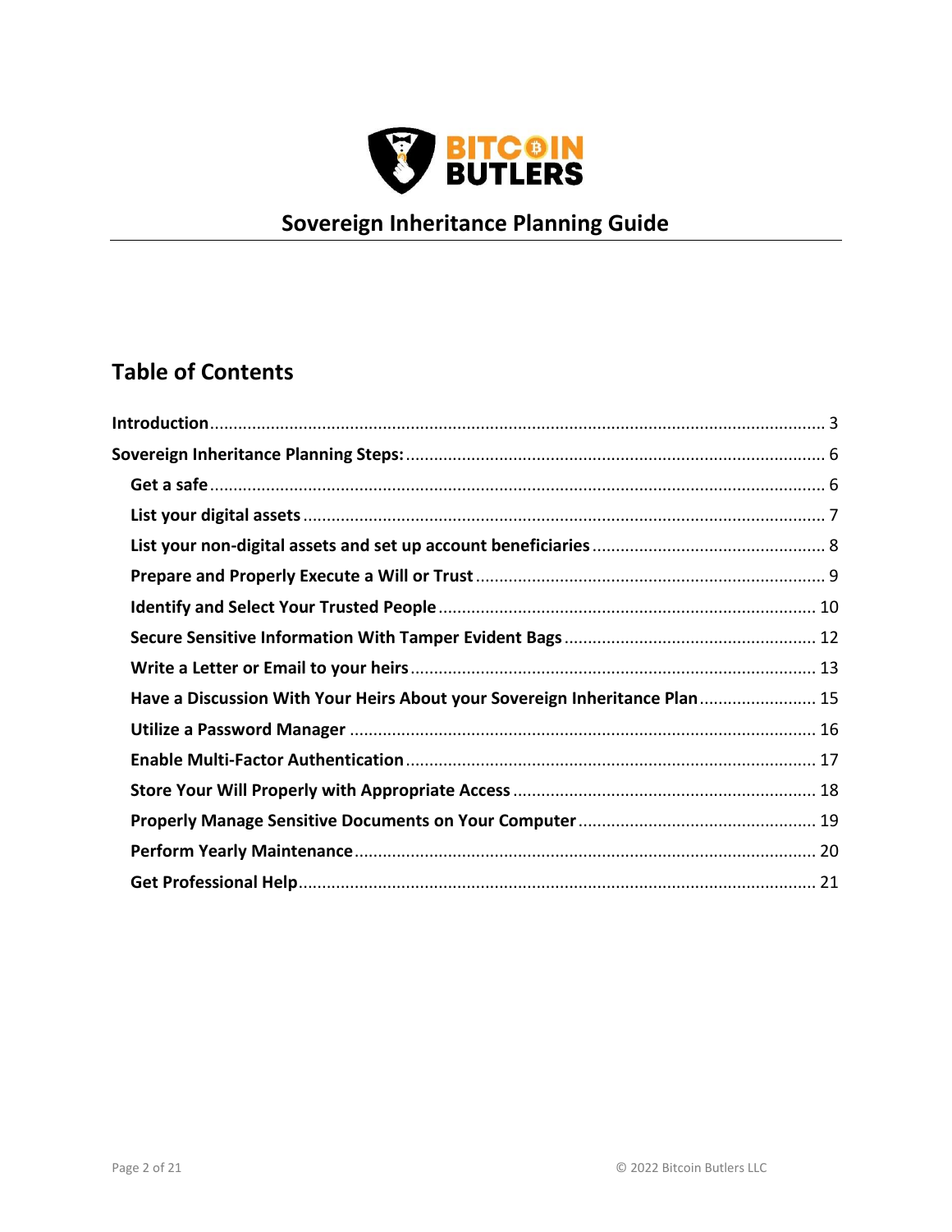**BITCOIN BUTLERS**

## Sovereign Inheritance Planning Guide

## Table of Contents

- **Introduction** ........ 3
- **Sovereign Inheritance Planning Steps:** ........ 6
  - **Get a safe** ........ 6
  - **List your digital assets** ........ 7
  - **List your non-digital assets and set up account beneficiaries** ........ 8
  - **Prepare and Properly Execute a Will or Trust** ........ 9
  - **Identify and Select Your Trusted People** ........ 10
  - **Secure Sensitive Information With Tamper Evident Bags** ........ 12
  - **Write a Letter or Email to your heirs** ........ 13
  - **Have a Discussion With Your Heirs About your Sovereign Inheritance Plan** ........ 15
  - **Utilize a Password Manager** ........ 16
  - **Enable Multi-Factor Authentication** ........ 17
  - **Store Your Will Properly with Appropriate Access** ........ 18
  - **Properly Manage Sensitive Documents on Your Computer** ........ 19
  - **Perform Yearly Maintenance** ........ 20
  - **Get Professional Help** ........ 21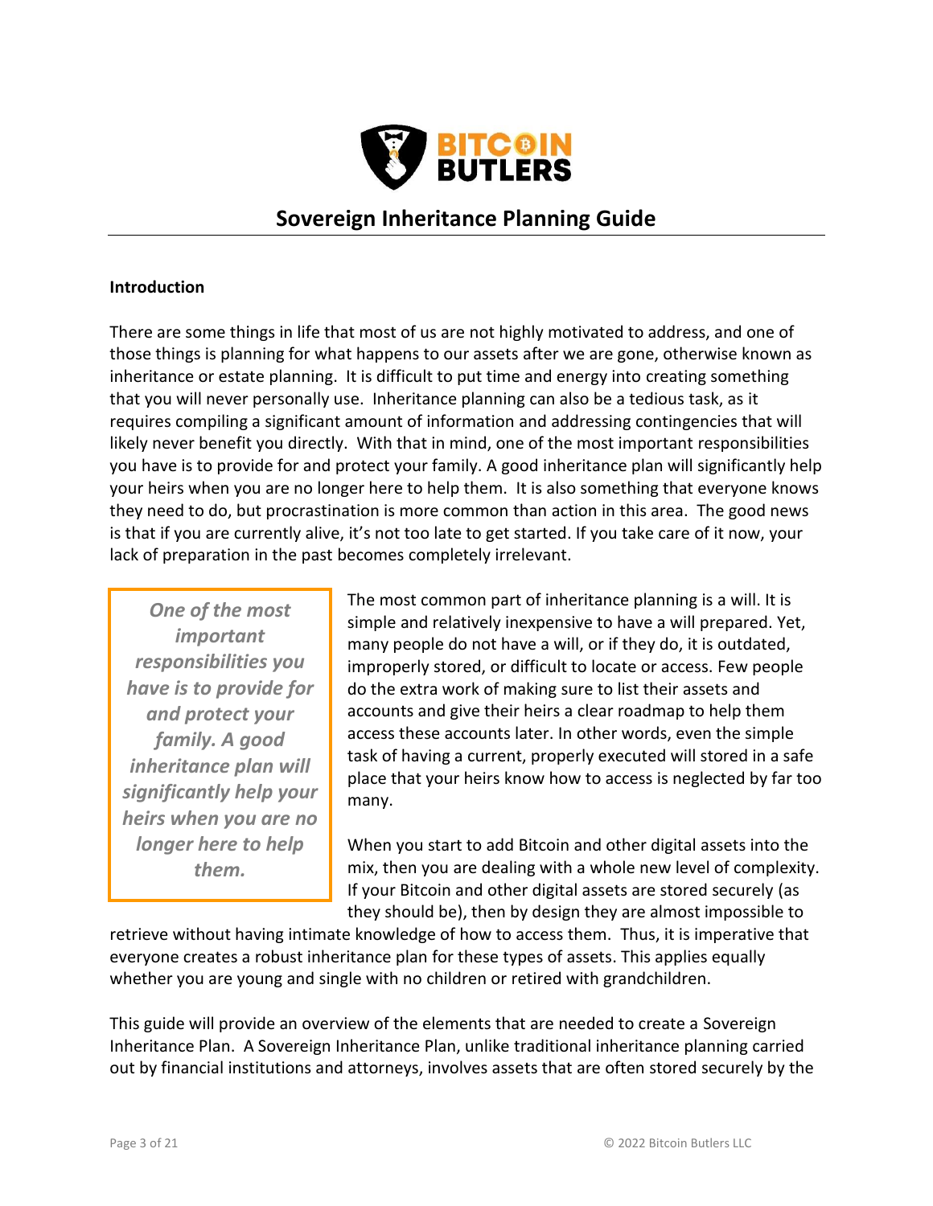## Sovereign Inheritance Planning Guide

**Introduction**

There are some things in life that most of us are not highly motivated to address, and one of those things is planning for what happens to our assets after we are gone, otherwise known as inheritance or estate planning. It is difficult to put time and energy into creating something that you will never personally use. Inheritance planning can also be a tedious task, as it requires compiling a significant amount of information and addressing contingencies that will likely never benefit you directly. With that in mind, one of the most important responsibilities you have is to provide for and protect your family. A good inheritance plan will significantly help your heirs when you are no longer here to help them. It is also something that everyone knows they need to do, but procrastination is more common than action in this area. The good news is that if you are currently alive, it's not too late to get started. If you take care of it now, your lack of preparation in the past becomes completely irrelevant.

> ***One of the most important responsibilities you have is to provide for and protect your family. A good inheritance plan will significantly help your heirs when you are no longer here to help them.***

The most common part of inheritance planning is a will. It is simple and relatively inexpensive to have a will prepared. Yet, many people do not have a will, or if they do, it is outdated, improperly stored, or difficult to locate or access. Few people do the extra work of making sure to list their assets and accounts and give their heirs a clear roadmap to help them access these accounts later. In other words, even the simple task of having a current, properly executed will stored in a safe place that your heirs know how to access is neglected by far too many.

When you start to add Bitcoin and other digital assets into the mix, then you are dealing with a whole new level of complexity. If your Bitcoin and other digital assets are stored securely (as they should be), then by design they are almost impossible to retrieve without having intimate knowledge of how to access them. Thus, it is imperative that everyone creates a robust inheritance plan for these types of assets. This applies equally whether you are young and single with no children or retired with grandchildren.

This guide will provide an overview of the elements that are needed to create a Sovereign Inheritance Plan. A Sovereign Inheritance Plan, unlike traditional inheritance planning carried out by financial institutions and attorneys, involves assets that are often stored securely by the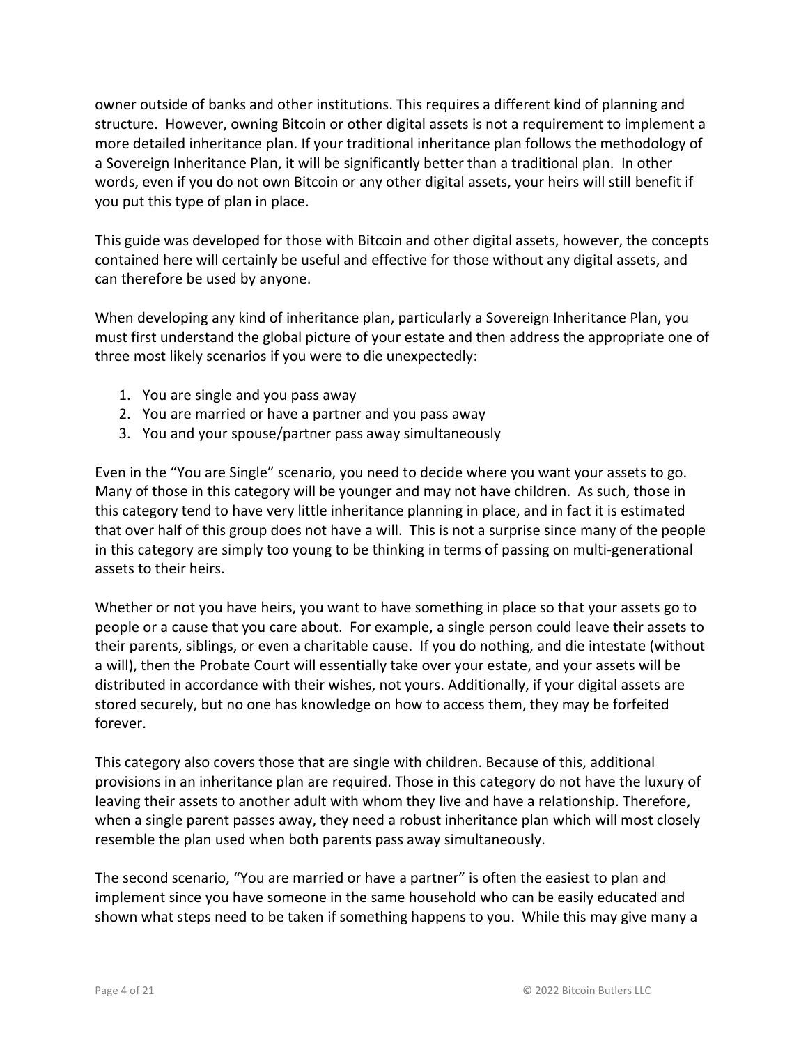owner outside of banks and other institutions. This requires a different kind of planning and structure. However, owning Bitcoin or other digital assets is not a requirement to implement a more detailed inheritance plan. If your traditional inheritance plan follows the methodology of a Sovereign Inheritance Plan, it will be significantly better than a traditional plan. In other words, even if you do not own Bitcoin or any other digital assets, your heirs will still benefit if you put this type of plan in place.

This guide was developed for those with Bitcoin and other digital assets, however, the concepts contained here will certainly be useful and effective for those without any digital assets, and can therefore be used by anyone.

When developing any kind of inheritance plan, particularly a Sovereign Inheritance Plan, you must first understand the global picture of your estate and then address the appropriate one of three most likely scenarios if you were to die unexpectedly:

1. You are single and you pass away
2. You are married or have a partner and you pass away
3. You and your spouse/partner pass away simultaneously

Even in the "You are Single" scenario, you need to decide where you want your assets to go. Many of those in this category will be younger and may not have children. As such, those in this category tend to have very little inheritance planning in place, and in fact it is estimated that over half of this group does not have a will. This is not a surprise since many of the people in this category are simply too young to be thinking in terms of passing on multi-generational assets to their heirs.

Whether or not you have heirs, you want to have something in place so that your assets go to people or a cause that you care about. For example, a single person could leave their assets to their parents, siblings, or even a charitable cause. If you do nothing, and die intestate (without a will), then the Probate Court will essentially take over your estate, and your assets will be distributed in accordance with their wishes, not yours. Additionally, if your digital assets are stored securely, but no one has knowledge on how to access them, they may be forfeited forever.

This category also covers those that are single with children. Because of this, additional provisions in an inheritance plan are required. Those in this category do not have the luxury of leaving their assets to another adult with whom they live and have a relationship. Therefore, when a single parent passes away, they need a robust inheritance plan which will most closely resemble the plan used when both parents pass away simultaneously.

The second scenario, "You are married or have a partner" is often the easiest to plan and implement since you have someone in the same household who can be easily educated and shown what steps need to be taken if something happens to you. While this may give many a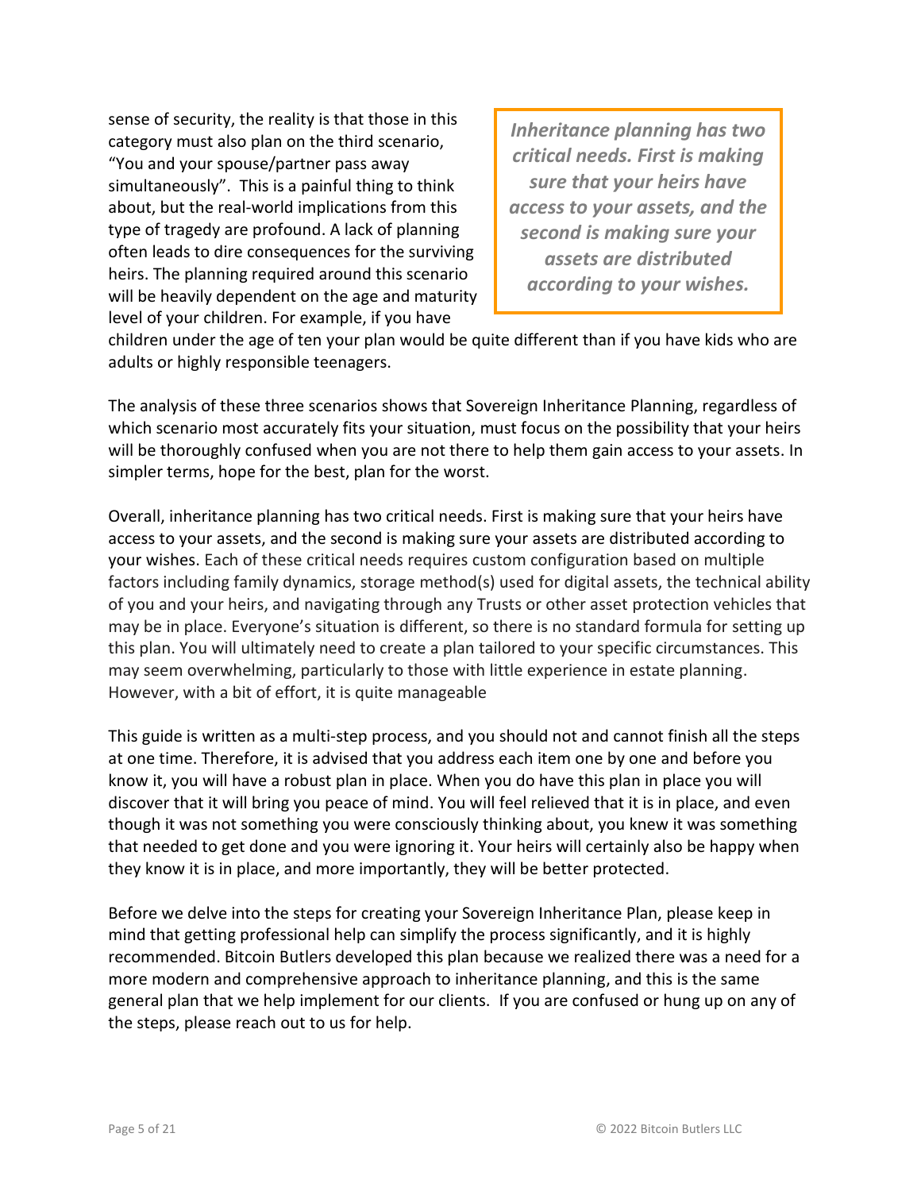sense of security, the reality is that those in this category must also plan on the third scenario, "You and your spouse/partner pass away simultaneously". This is a painful thing to think about, but the real-world implications from this type of tragedy are profound. A lack of planning often leads to dire consequences for the surviving heirs. The planning required around this scenario will be heavily dependent on the age and maturity level of your children. For example, if you have children under the age of ten your plan would be quite different than if you have kids who are adults or highly responsible teenagers.

> ***Inheritance planning has two critical needs. First is making sure that your heirs have access to your assets, and the second is making sure your assets are distributed according to your wishes.***

The analysis of these three scenarios shows that Sovereign Inheritance Planning, regardless of which scenario most accurately fits your situation, must focus on the possibility that your heirs will be thoroughly confused when you are not there to help them gain access to your assets. In simpler terms, hope for the best, plan for the worst.

Overall, inheritance planning has two critical needs. First is making sure that your heirs have access to your assets, and the second is making sure your assets are distributed according to your wishes. Each of these critical needs requires custom configuration based on multiple factors including family dynamics, storage method(s) used for digital assets, the technical ability of you and your heirs, and navigating through any Trusts or other asset protection vehicles that may be in place. Everyone's situation is different, so there is no standard formula for setting up this plan. You will ultimately need to create a plan tailored to your specific circumstances. This may seem overwhelming, particularly to those with little experience in estate planning. However, with a bit of effort, it is quite manageable

This guide is written as a multi-step process, and you should not and cannot finish all the steps at one time. Therefore, it is advised that you address each item one by one and before you know it, you will have a robust plan in place. When you do have this plan in place you will discover that it will bring you peace of mind. You will feel relieved that it is in place, and even though it was not something you were consciously thinking about, you knew it was something that needed to get done and you were ignoring it. Your heirs will certainly also be happy when they know it is in place, and more importantly, they will be better protected.

Before we delve into the steps for creating your Sovereign Inheritance Plan, please keep in mind that getting professional help can simplify the process significantly, and it is highly recommended. Bitcoin Butlers developed this plan because we realized there was a need for a more modern and comprehensive approach to inheritance planning, and this is the same general plan that we help implement for our clients. If you are confused or hung up on any of the steps, please reach out to us for help.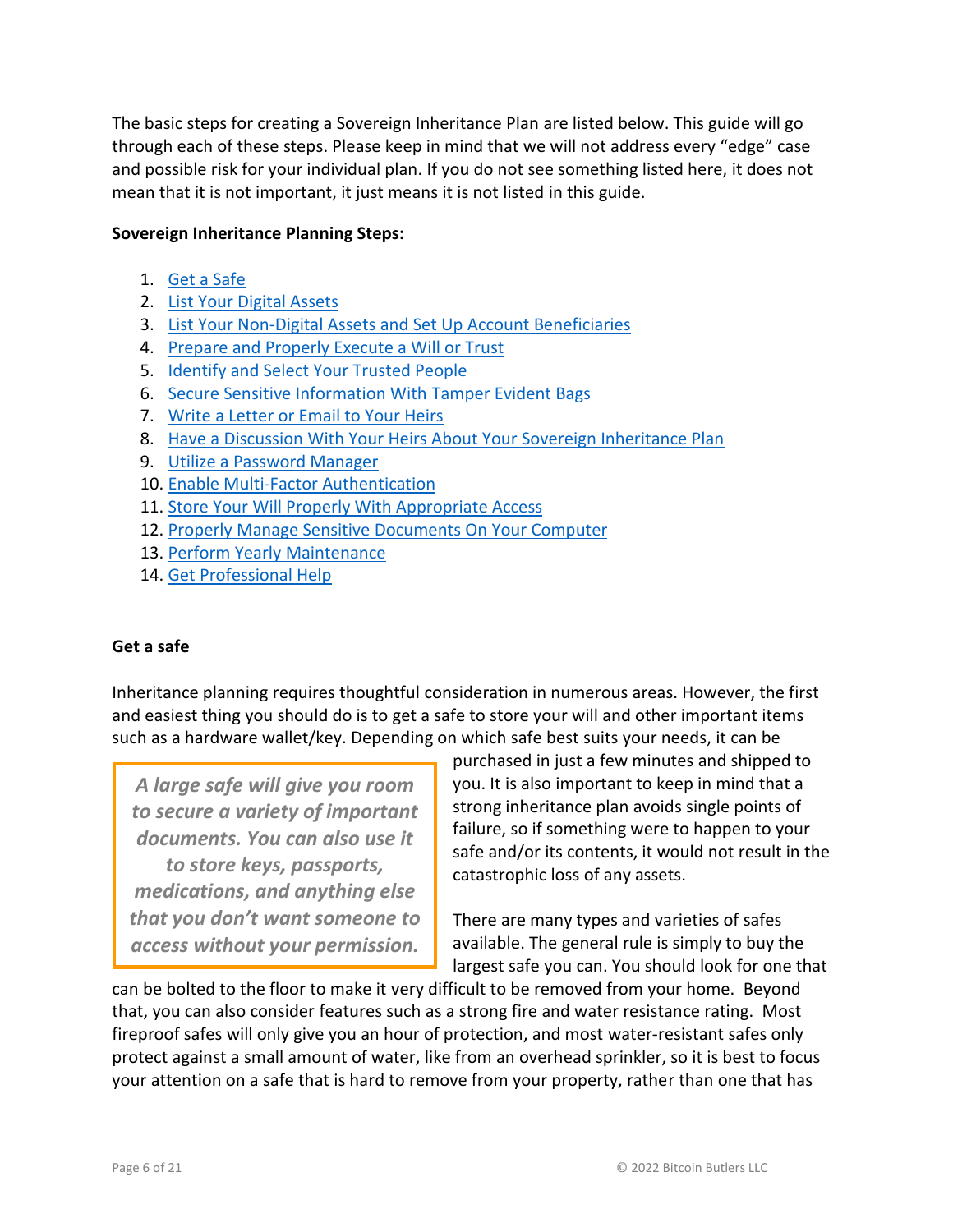The basic steps for creating a Sovereign Inheritance Plan are listed below. This guide will go through each of these steps. Please keep in mind that we will not address every "edge" case and possible risk for your individual plan. If you do not see something listed here, it does not mean that it is not important, it just means it is not listed in this guide.

**Sovereign Inheritance Planning Steps:**

1. Get a Safe
2. List Your Digital Assets
3. List Your Non-Digital Assets and Set Up Account Beneficiaries
4. Prepare and Properly Execute a Will or Trust
5. Identify and Select Your Trusted People
6. Secure Sensitive Information With Tamper Evident Bags
7. Write a Letter or Email to Your Heirs
8. Have a Discussion With Your Heirs About Your Sovereign Inheritance Plan
9. Utilize a Password Manager
10. Enable Multi-Factor Authentication
11. Store Your Will Properly With Appropriate Access
12. Properly Manage Sensitive Documents On Your Computer
13. Perform Yearly Maintenance
14. Get Professional Help

**Get a safe**

Inheritance planning requires thoughtful consideration in numerous areas. However, the first and easiest thing you should do is to get a safe to store your will and other important items such as a hardware wallet/key. Depending on which safe best suits your needs, it can be purchased in just a few minutes and shipped to you. It is also important to keep in mind that a strong inheritance plan avoids single points of failure, so if something were to happen to your safe and/or its contents, it would not result in the catastrophic loss of any assets.

> *A large safe will give you room to secure a variety of important documents. You can also use it to store keys, passports, medications, and anything else that you don't want someone to access without your permission.*

There are many types and varieties of safes available. The general rule is simply to buy the largest safe you can. You should look for one that can be bolted to the floor to make it very difficult to be removed from your home. Beyond that, you can also consider features such as a strong fire and water resistance rating. Most fireproof safes will only give you an hour of protection, and most water-resistant safes only protect against a small amount of water, like from an overhead sprinkler, so it is best to focus your attention on a safe that is hard to remove from your property, rather than one that has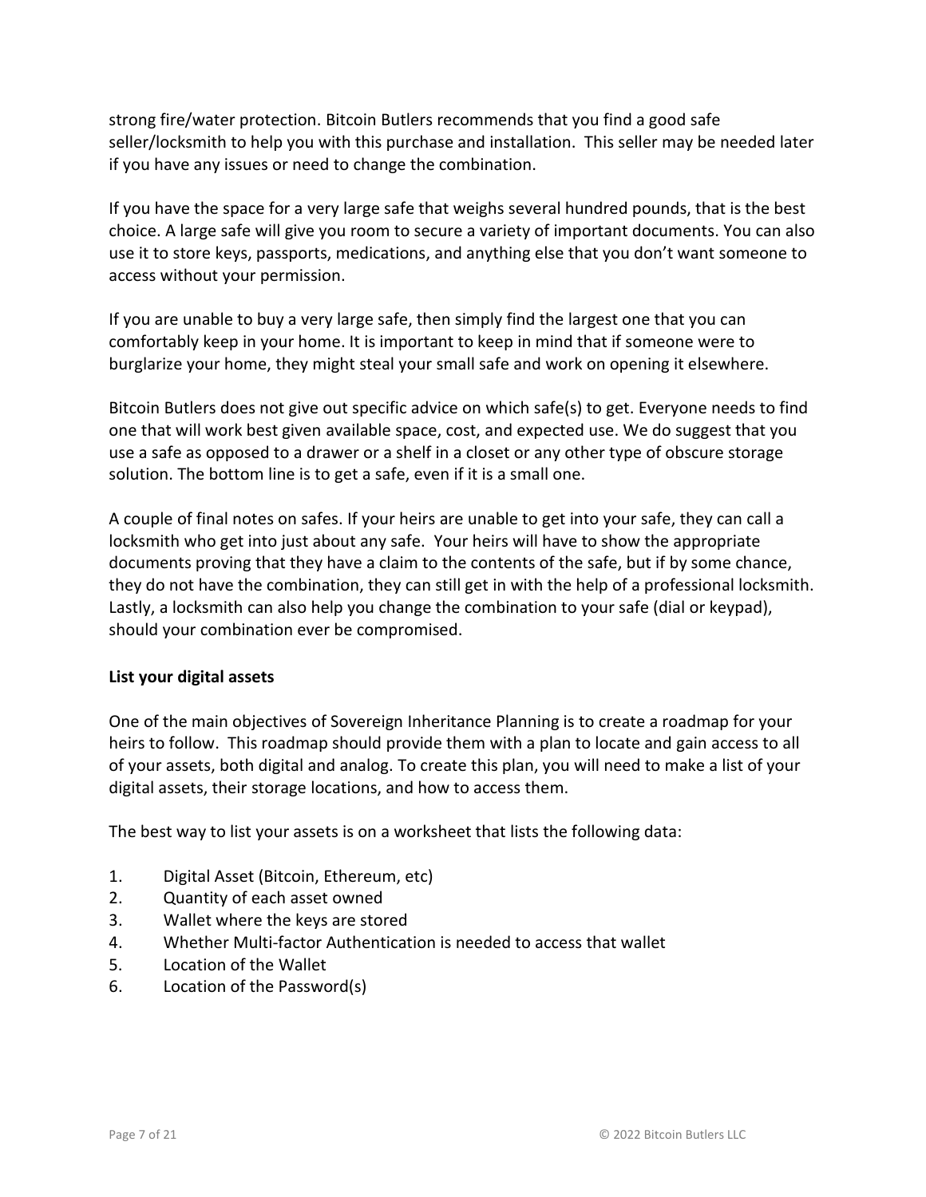strong fire/water protection. Bitcoin Butlers recommends that you find a good safe seller/locksmith to help you with this purchase and installation. This seller may be needed later if you have any issues or need to change the combination.

If you have the space for a very large safe that weighs several hundred pounds, that is the best choice. A large safe will give you room to secure a variety of important documents. You can also use it to store keys, passports, medications, and anything else that you don't want someone to access without your permission.

If you are unable to buy a very large safe, then simply find the largest one that you can comfortably keep in your home. It is important to keep in mind that if someone were to burglarize your home, they might steal your small safe and work on opening it elsewhere.

Bitcoin Butlers does not give out specific advice on which safe(s) to get. Everyone needs to find one that will work best given available space, cost, and expected use. We do suggest that you use a safe as opposed to a drawer or a shelf in a closet or any other type of obscure storage solution. The bottom line is to get a safe, even if it is a small one.

A couple of final notes on safes. If your heirs are unable to get into your safe, they can call a locksmith who get into just about any safe. Your heirs will have to show the appropriate documents proving that they have a claim to the contents of the safe, but if by some chance, they do not have the combination, they can still get in with the help of a professional locksmith. Lastly, a locksmith can also help you change the combination to your safe (dial or keypad), should your combination ever be compromised.

**List your digital assets**

One of the main objectives of Sovereign Inheritance Planning is to create a roadmap for your heirs to follow. This roadmap should provide them with a plan to locate and gain access to all of your assets, both digital and analog. To create this plan, you will need to make a list of your digital assets, their storage locations, and how to access them.

The best way to list your assets is on a worksheet that lists the following data:

1. Digital Asset (Bitcoin, Ethereum, etc)
2. Quantity of each asset owned
3. Wallet where the keys are stored
4. Whether Multi-factor Authentication is needed to access that wallet
5. Location of the Wallet
6. Location of the Password(s)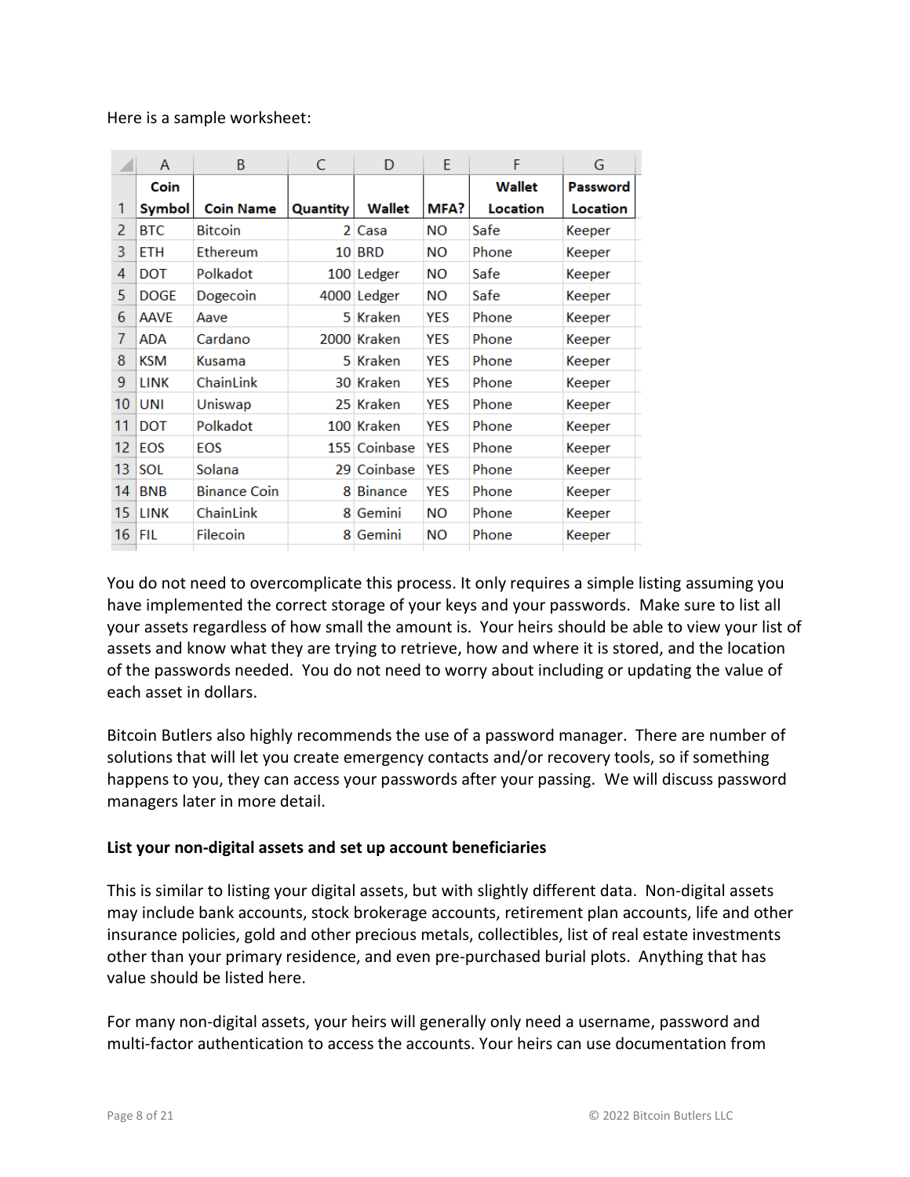Here is a sample worksheet:

| Coin Symbol | Coin Name | Quantity | Wallet | MFA? | Wallet Location | Password Location |
|---|---|---|---|---|---|---|
| BTC | Bitcoin | 2 | Casa | NO | Safe | Keeper |
| ETH | Ethereum | 10 | BRD | NO | Phone | Keeper |
| DOT | Polkadot | 100 | Ledger | NO | Safe | Keeper |
| DOGE | Dogecoin | 4000 | Ledger | NO | Safe | Keeper |
| AAVE | Aave | 5 | Kraken | YES | Phone | Keeper |
| ADA | Cardano | 2000 | Kraken | YES | Phone | Keeper |
| KSM | Kusama | 5 | Kraken | YES | Phone | Keeper |
| LINK | ChainLink | 30 | Kraken | YES | Phone | Keeper |
| UNI | Uniswap | 25 | Kraken | YES | Phone | Keeper |
| DOT | Polkadot | 100 | Kraken | YES | Phone | Keeper |
| EOS | EOS | 155 | Coinbase | YES | Phone | Keeper |
| SOL | Solana | 29 | Coinbase | YES | Phone | Keeper |
| BNB | Binance Coin | 8 | Binance | YES | Phone | Keeper |
| LINK | ChainLink | 8 | Gemini | NO | Phone | Keeper |
| FIL | Filecoin | 8 | Gemini | NO | Phone | Keeper |

You do not need to overcomplicate this process. It only requires a simple listing assuming you have implemented the correct storage of your keys and your passwords. Make sure to list all your assets regardless of how small the amount is. Your heirs should be able to view your list of assets and know what they are trying to retrieve, how and where it is stored, and the location of the passwords needed. You do not need to worry about including or updating the value of each asset in dollars.

Bitcoin Butlers also highly recommends the use of a password manager. There are number of solutions that will let you create emergency contacts and/or recovery tools, so if something happens to you, they can access your passwords after your passing. We will discuss password managers later in more detail.

**List your non-digital assets and set up account beneficiaries**

This is similar to listing your digital assets, but with slightly different data. Non-digital assets may include bank accounts, stock brokerage accounts, retirement plan accounts, life and other insurance policies, gold and other precious metals, collectibles, list of real estate investments other than your primary residence, and even pre-purchased burial plots. Anything that has value should be listed here.

For many non-digital assets, your heirs will generally only need a username, password and multi-factor authentication to access the accounts. Your heirs can use documentation from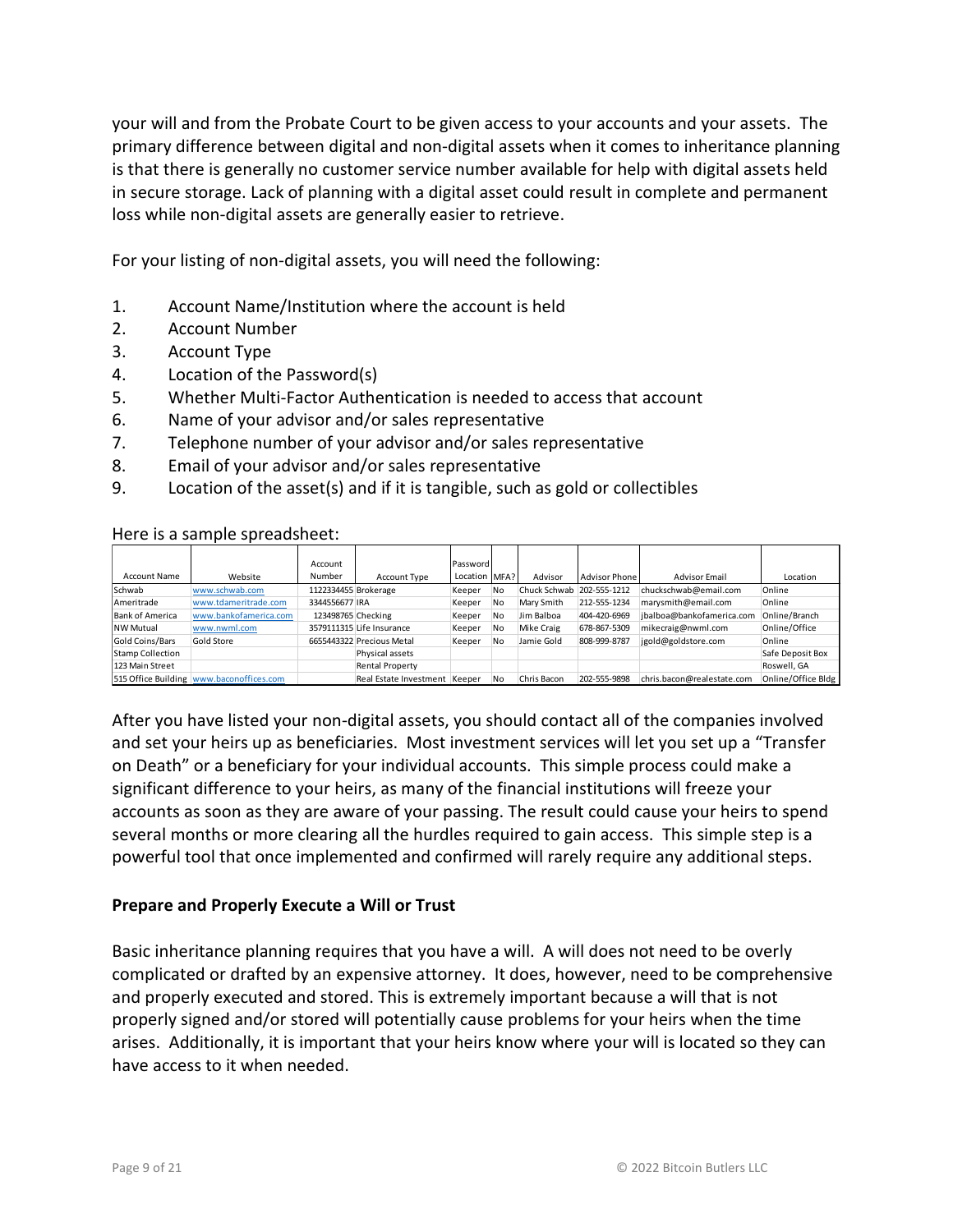your will and from the Probate Court to be given access to your accounts and your assets. The primary difference between digital and non-digital assets when it comes to inheritance planning is that there is generally no customer service number available for help with digital assets held in secure storage. Lack of planning with a digital asset could result in complete and permanent loss while non-digital assets are generally easier to retrieve.

For your listing of non-digital assets, you will need the following:

1. Account Name/Institution where the account is held
2. Account Number
3. Account Type
4. Location of the Password(s)
5. Whether Multi-Factor Authentication is needed to access that account
6. Name of your advisor and/or sales representative
7. Telephone number of your advisor and/or sales representative
8. Email of your advisor and/or sales representative
9. Location of the asset(s) and if it is tangible, such as gold or collectibles

Here is a sample spreadsheet:

| Account Name | Website | Account Number | Account Type | Password Location | MFA? | Advisor | Advisor Phone | Advisor Email | Location |
|---|---|---|---|---|---|---|---|---|---|
| Schwab | www.schwab.com | 1122334455 | Brokerage | Keeper | No | Chuck Schwab | 202-555-1212 | chuckschwab@email.com | Online |
| Ameritrade | www.tdameritrade.com | 3344556677 | IRA | Keeper | No | Mary Smith | 212-555-1234 | marysmith@email.com | Online |
| Bank of America | www.bankofamerica.com | 123498765 | Checking | Keeper | No | Jim Balboa | 404-420-6969 | jbalboa@bankofamerica.com | Online/Branch |
| NW Mutual | www.nwml.com | 3579111315 | Life Insurance | Keeper | No | Mike Craig | 678-867-5309 | mikecraig@nwml.com | Online/Office |
| Gold Coins/Bars | Gold Store | 6655443322 | Precious Metal | Keeper | No | Jamie Gold | 808-999-8787 | jgold@goldstore.com | Online |
| Stamp Collection | | | Physical assets | | | | | | Safe Deposit Box |
| 123 Main Street | | | Rental Property | | | | | | Roswell, GA |
| 515 Office Building | www.baconoffices.com | | Real Estate Investment | Keeper | No | Chris Bacon | 202-555-9898 | chris.bacon@realestate.com | Online/Office Bldg |

After you have listed your non-digital assets, you should contact all of the companies involved and set your heirs up as beneficiaries. Most investment services will let you set up a "Transfer on Death" or a beneficiary for your individual accounts. This simple process could make a significant difference to your heirs, as many of the financial institutions will freeze your accounts as soon as they are aware of your passing. The result could cause your heirs to spend several months or more clearing all the hurdles required to gain access. This simple step is a powerful tool that once implemented and confirmed will rarely require any additional steps.

**Prepare and Properly Execute a Will or Trust**

Basic inheritance planning requires that you have a will. A will does not need to be overly complicated or drafted by an expensive attorney. It does, however, need to be comprehensive and properly executed and stored. This is extremely important because a will that is not properly signed and/or stored will potentially cause problems for your heirs when the time arises. Additionally, it is important that your heirs know where your will is located so they can have access to it when needed.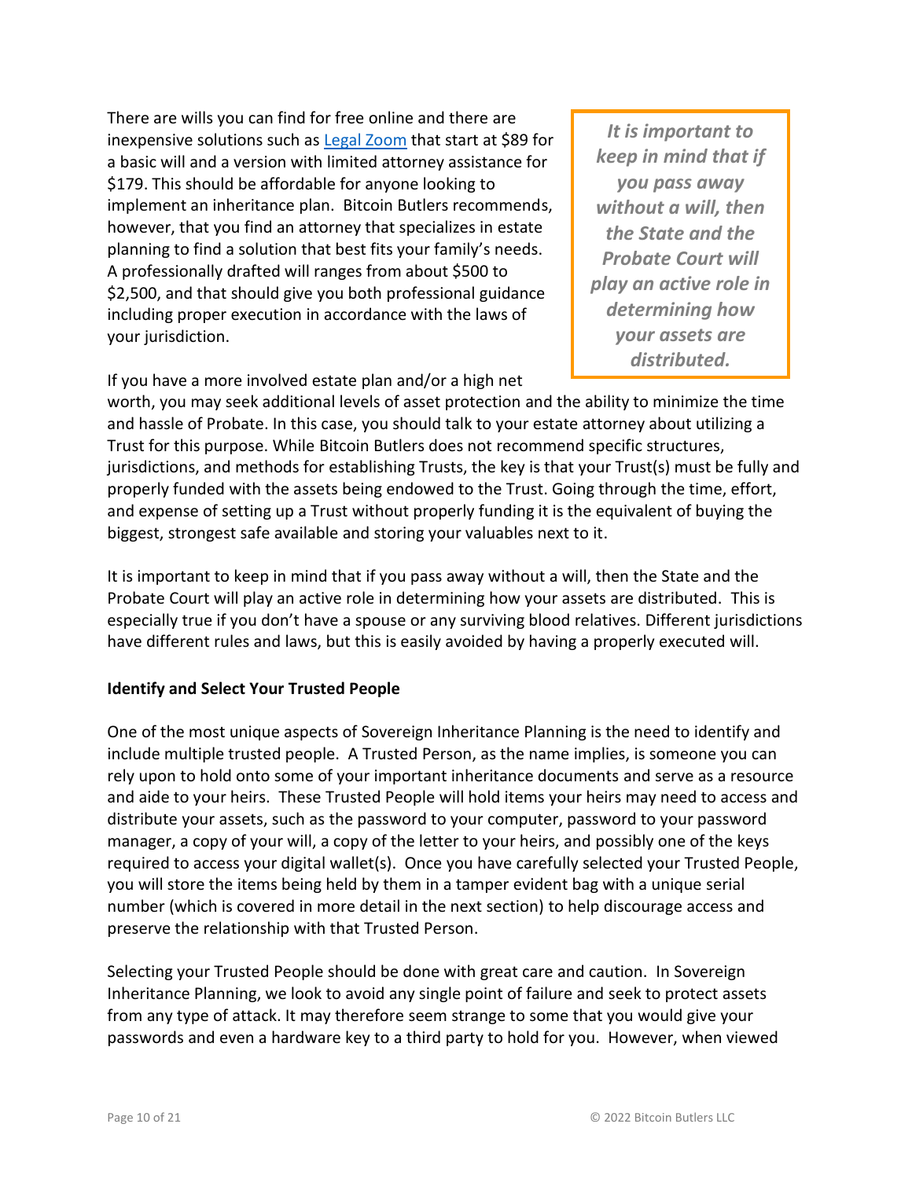There are wills you can find for free online and there are inexpensive solutions such as [Legal Zoom](https://www.legalzoom.com) that start at $89 for a basic will and a version with limited attorney assistance for $179. This should be affordable for anyone looking to implement an inheritance plan. Bitcoin Butlers recommends, however, that you find an attorney that specializes in estate planning to find a solution that best fits your family's needs. A professionally drafted will ranges from about $500 to $2,500, and that should give you both professional guidance including proper execution in accordance with the laws of your jurisdiction.

> ***It is important to keep in mind that if you pass away without a will, then the State and the Probate Court will play an active role in determining how your assets are distributed.***

If you have a more involved estate plan and/or a high net worth, you may seek additional levels of asset protection and the ability to minimize the time and hassle of Probate. In this case, you should talk to your estate attorney about utilizing a Trust for this purpose. While Bitcoin Butlers does not recommend specific structures, jurisdictions, and methods for establishing Trusts, the key is that your Trust(s) must be fully and properly funded with the assets being endowed to the Trust. Going through the time, effort, and expense of setting up a Trust without properly funding it is the equivalent of buying the biggest, strongest safe available and storing your valuables next to it.

It is important to keep in mind that if you pass away without a will, then the State and the Probate Court will play an active role in determining how your assets are distributed. This is especially true if you don't have a spouse or any surviving blood relatives. Different jurisdictions have different rules and laws, but this is easily avoided by having a properly executed will.

**Identify and Select Your Trusted People**

One of the most unique aspects of Sovereign Inheritance Planning is the need to identify and include multiple trusted people. A Trusted Person, as the name implies, is someone you can rely upon to hold onto some of your important inheritance documents and serve as a resource and aide to your heirs. These Trusted People will hold items your heirs may need to access and distribute your assets, such as the password to your computer, password to your password manager, a copy of your will, a copy of the letter to your heirs, and possibly one of the keys required to access your digital wallet(s). Once you have carefully selected your Trusted People, you will store the items being held by them in a tamper evident bag with a unique serial number (which is covered in more detail in the next section) to help discourage access and preserve the relationship with that Trusted Person.

Selecting your Trusted People should be done with great care and caution. In Sovereign Inheritance Planning, we look to avoid any single point of failure and seek to protect assets from any type of attack. It may therefore seem strange to some that you would give your passwords and even a hardware key to a third party to hold for you. However, when viewed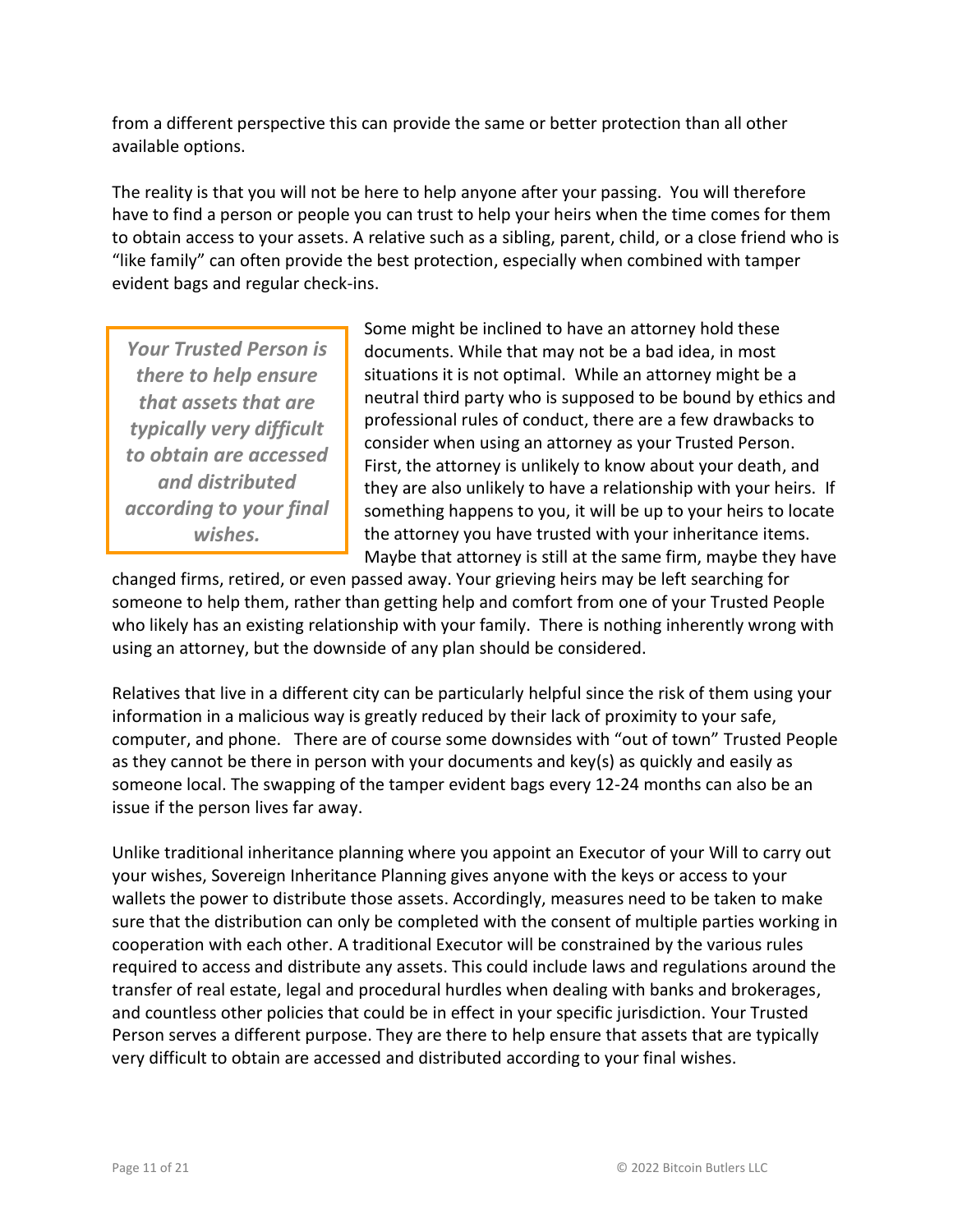from a different perspective this can provide the same or better protection than all other available options.

The reality is that you will not be here to help anyone after your passing. You will therefore have to find a person or people you can trust to help your heirs when the time comes for them to obtain access to your assets. A relative such as a sibling, parent, child, or a close friend who is "like family" can often provide the best protection, especially when combined with tamper evident bags and regular check-ins.

> ***Your Trusted Person is there to help ensure that assets that are typically very difficult to obtain are accessed and distributed according to your final wishes.***

Some might be inclined to have an attorney hold these documents. While that may not be a bad idea, in most situations it is not optimal. While an attorney might be a neutral third party who is supposed to be bound by ethics and professional rules of conduct, there are a few drawbacks to consider when using an attorney as your Trusted Person. First, the attorney is unlikely to know about your death, and they are also unlikely to have a relationship with your heirs. If something happens to you, it will be up to your heirs to locate the attorney you have trusted with your inheritance items. Maybe that attorney is still at the same firm, maybe they have changed firms, retired, or even passed away. Your grieving heirs may be left searching for someone to help them, rather than getting help and comfort from one of your Trusted People who likely has an existing relationship with your family. There is nothing inherently wrong with using an attorney, but the downside of any plan should be considered.

Relatives that live in a different city can be particularly helpful since the risk of them using your information in a malicious way is greatly reduced by their lack of proximity to your safe, computer, and phone. There are of course some downsides with "out of town" Trusted People as they cannot be there in person with your documents and key(s) as quickly and easily as someone local. The swapping of the tamper evident bags every 12-24 months can also be an issue if the person lives far away.

Unlike traditional inheritance planning where you appoint an Executor of your Will to carry out your wishes, Sovereign Inheritance Planning gives anyone with the keys or access to your wallets the power to distribute those assets. Accordingly, measures need to be taken to make sure that the distribution can only be completed with the consent of multiple parties working in cooperation with each other. A traditional Executor will be constrained by the various rules required to access and distribute any assets. This could include laws and regulations around the transfer of real estate, legal and procedural hurdles when dealing with banks and brokerages, and countless other policies that could be in effect in your specific jurisdiction. Your Trusted Person serves a different purpose. They are there to help ensure that assets that are typically very difficult to obtain are accessed and distributed according to your final wishes.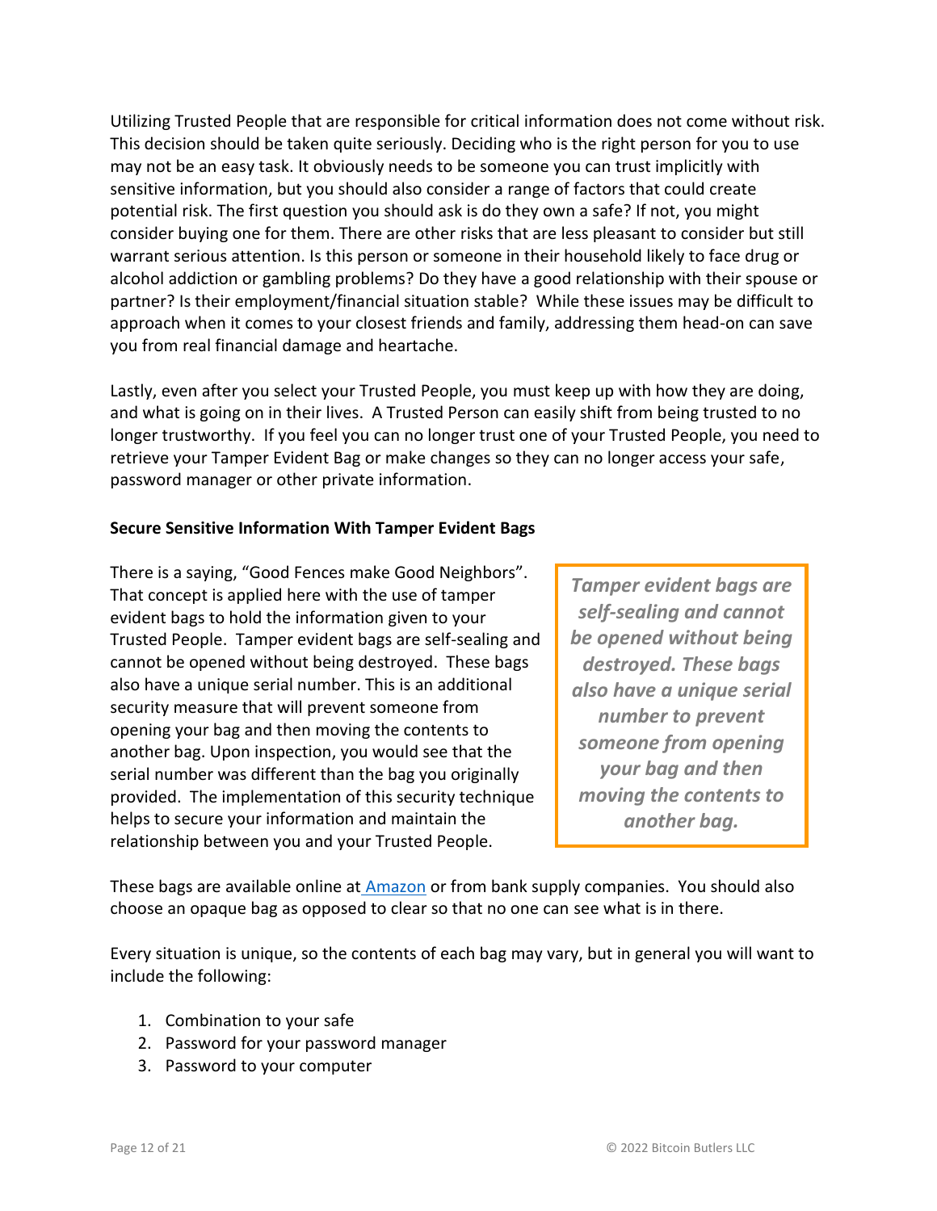Utilizing Trusted People that are responsible for critical information does not come without risk. This decision should be taken quite seriously. Deciding who is the right person for you to use may not be an easy task. It obviously needs to be someone you can trust implicitly with sensitive information, but you should also consider a range of factors that could create potential risk. The first question you should ask is do they own a safe? If not, you might consider buying one for them. There are other risks that are less pleasant to consider but still warrant serious attention. Is this person or someone in their household likely to face drug or alcohol addiction or gambling problems? Do they have a good relationship with their spouse or partner? Is their employment/financial situation stable? While these issues may be difficult to approach when it comes to your closest friends and family, addressing them head-on can save you from real financial damage and heartache.

Lastly, even after you select your Trusted People, you must keep up with how they are doing, and what is going on in their lives. A Trusted Person can easily shift from being trusted to no longer trustworthy. If you feel you can no longer trust one of your Trusted People, you need to retrieve your Tamper Evident Bag or make changes so they can no longer access your safe, password manager or other private information.

**Secure Sensitive Information With Tamper Evident Bags**

There is a saying, "Good Fences make Good Neighbors". That concept is applied here with the use of tamper evident bags to hold the information given to your Trusted People. Tamper evident bags are self-sealing and cannot be opened without being destroyed. These bags also have a unique serial number. This is an additional security measure that will prevent someone from opening your bag and then moving the contents to another bag. Upon inspection, you would see that the serial number was different than the bag you originally provided. The implementation of this security technique helps to secure your information and maintain the relationship between you and your Trusted People.

> ***Tamper evident bags are self-sealing and cannot be opened without being destroyed. These bags also have a unique serial number to prevent someone from opening your bag and then moving the contents to another bag.***

These bags are available online at [Amazon] or from bank supply companies. You should also choose an opaque bag as opposed to clear so that no one can see what is in there.

Every situation is unique, so the contents of each bag may vary, but in general you will want to include the following:

1. Combination to your safe
2. Password for your password manager
3. Password to your computer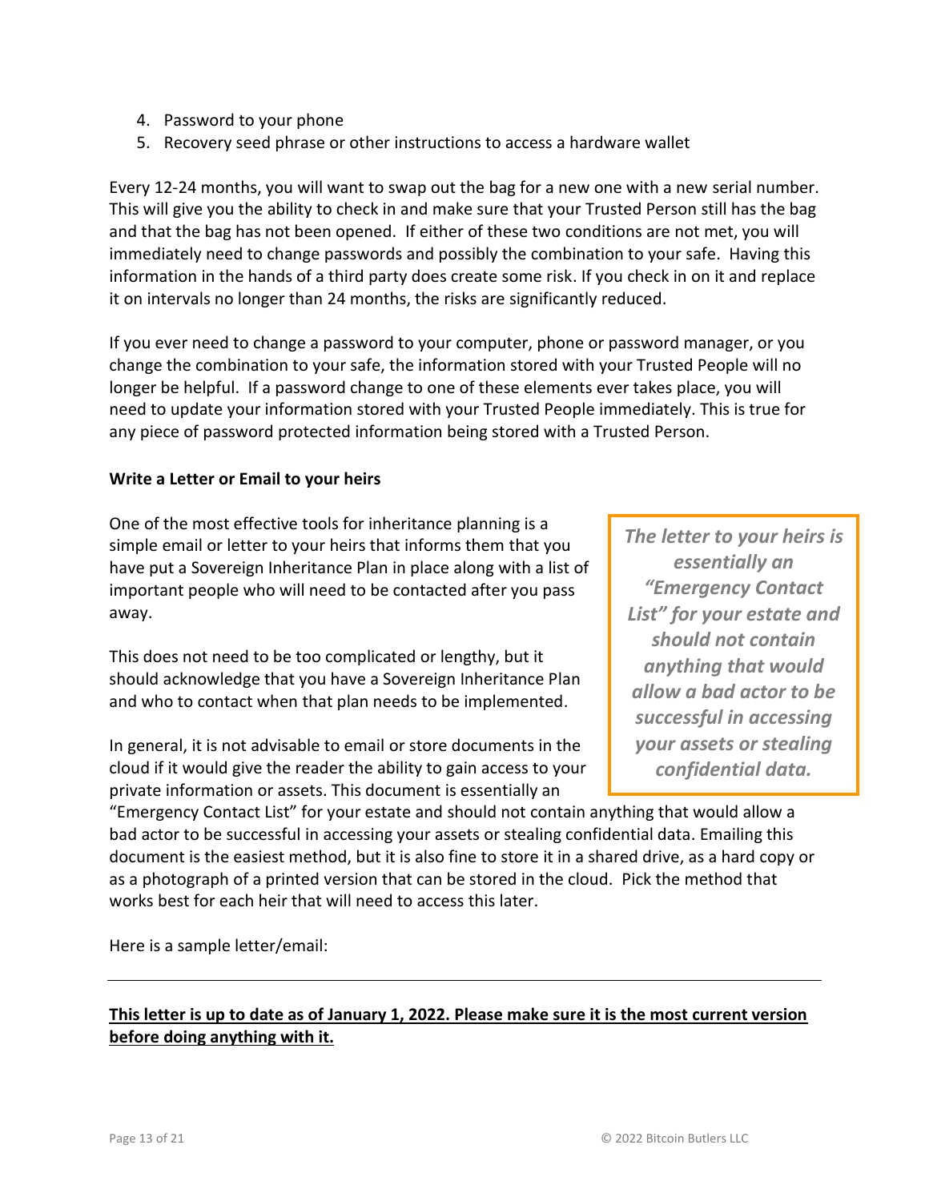4. Password to your phone
5. Recovery seed phrase or other instructions to access a hardware wallet

Every 12-24 months, you will want to swap out the bag for a new one with a new serial number. This will give you the ability to check in and make sure that your Trusted Person still has the bag and that the bag has not been opened. If either of these two conditions are not met, you will immediately need to change passwords and possibly the combination to your safe. Having this information in the hands of a third party does create some risk. If you check in on it and replace it on intervals no longer than 24 months, the risks are significantly reduced.

If you ever need to change a password to your computer, phone or password manager, or you change the combination to your safe, the information stored with your Trusted People will no longer be helpful. If a password change to one of these elements ever takes place, you will need to update your information stored with your Trusted People immediately. This is true for any piece of password protected information being stored with a Trusted Person.

**Write a Letter or Email to your heirs**

One of the most effective tools for inheritance planning is a simple email or letter to your heirs that informs them that you have put a Sovereign Inheritance Plan in place along with a list of important people who will need to be contacted after you pass away.

This does not need to be too complicated or lengthy, but it should acknowledge that you have a Sovereign Inheritance Plan and who to contact when that plan needs to be implemented.

> ***The letter to your heirs is essentially an "Emergency Contact List" for your estate and should not contain anything that would allow a bad actor to be successful in accessing your assets or stealing confidential data.***

In general, it is not advisable to email or store documents in the cloud if it would give the reader the ability to gain access to your private information or assets. This document is essentially an "Emergency Contact List" for your estate and should not contain anything that would allow a bad actor to be successful in accessing your assets or stealing confidential data. Emailing this document is the easiest method, but it is also fine to store it in a shared drive, as a hard copy or as a photograph of a printed version that can be stored in the cloud. Pick the method that works best for each heir that will need to access this later.

Here is a sample letter/email:

---

**<u>This letter is up to date as of January 1, 2022. Please make sure it is the most current version before doing anything with it.</u>**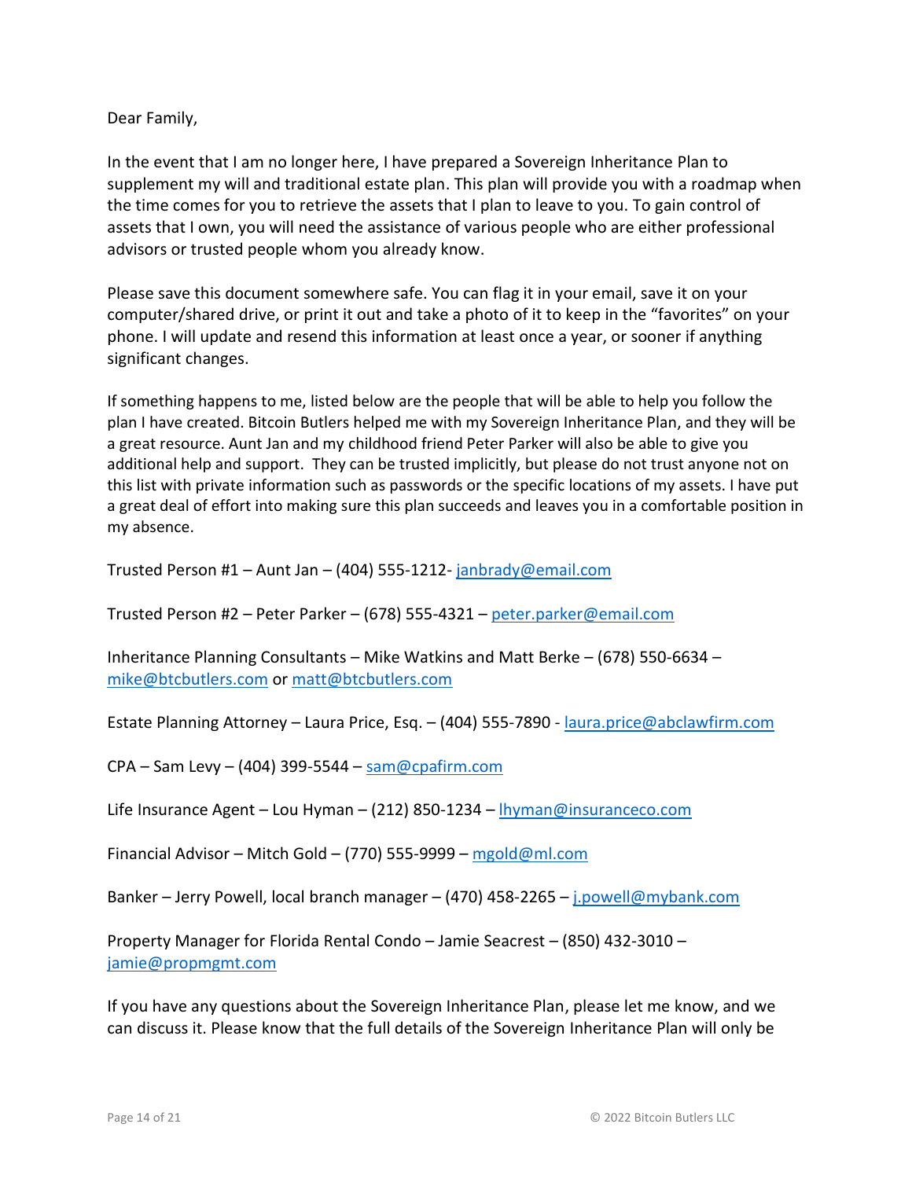Dear Family,

In the event that I am no longer here, I have prepared a Sovereign Inheritance Plan to supplement my will and traditional estate plan. This plan will provide you with a roadmap when the time comes for you to retrieve the assets that I plan to leave to you. To gain control of assets that I own, you will need the assistance of various people who are either professional advisors or trusted people whom you already know.

Please save this document somewhere safe. You can flag it in your email, save it on your computer/shared drive, or print it out and take a photo of it to keep in the "favorites" on your phone. I will update and resend this information at least once a year, or sooner if anything significant changes.

If something happens to me, listed below are the people that will be able to help you follow the plan I have created. Bitcoin Butlers helped me with my Sovereign Inheritance Plan, and they will be a great resource. Aunt Jan and my childhood friend Peter Parker will also be able to give you additional help and support. They can be trusted implicitly, but please do not trust anyone not on this list with private information such as passwords or the specific locations of my assets. I have put a great deal of effort into making sure this plan succeeds and leaves you in a comfortable position in my absence.

Trusted Person #1 – Aunt Jan – (404) 555-1212- janbrady@email.com

Trusted Person #2 – Peter Parker – (678) 555-4321 – peter.parker@email.com

Inheritance Planning Consultants – Mike Watkins and Matt Berke – (678) 550-6634 – mike@btcbutlers.com or matt@btcbutlers.com

Estate Planning Attorney – Laura Price, Esq. – (404) 555-7890 - laura.price@abclawfirm.com

CPA – Sam Levy – (404) 399-5544 – sam@cpafirm.com

Life Insurance Agent – Lou Hyman – (212) 850-1234 – lhyman@insuranceco.com

Financial Advisor – Mitch Gold – (770) 555-9999 – mgold@ml.com

Banker – Jerry Powell, local branch manager – (470) 458-2265 – j.powell@mybank.com

Property Manager for Florida Rental Condo – Jamie Seacrest – (850) 432-3010 – jamie@propmgmt.com

If you have any questions about the Sovereign Inheritance Plan, please let me know, and we can discuss it. Please know that the full details of the Sovereign Inheritance Plan will only be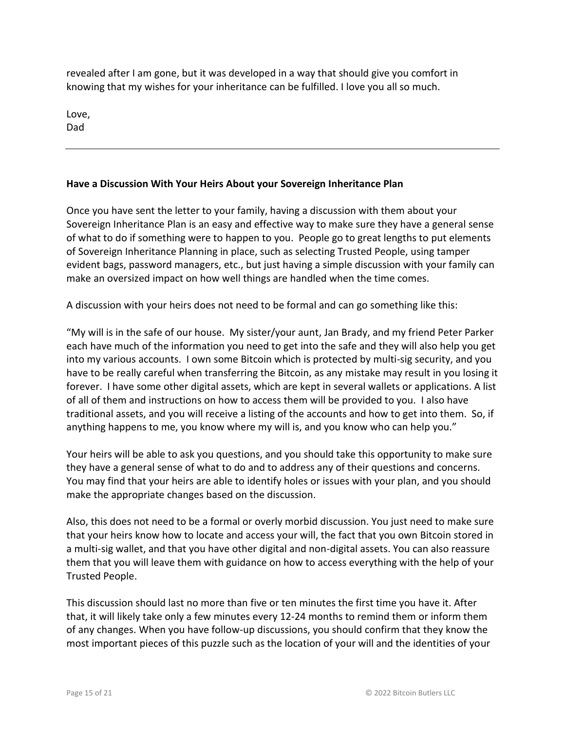revealed after I am gone, but it was developed in a way that should give you comfort in knowing that my wishes for your inheritance can be fulfilled. I love you all so much.

Love,
Dad

---

**Have a Discussion With Your Heirs About your Sovereign Inheritance Plan**

Once you have sent the letter to your family, having a discussion with them about your Sovereign Inheritance Plan is an easy and effective way to make sure they have a general sense of what to do if something were to happen to you. People go to great lengths to put elements of Sovereign Inheritance Planning in place, such as selecting Trusted People, using tamper evident bags, password managers, etc., but just having a simple discussion with your family can make an oversized impact on how well things are handled when the time comes.

A discussion with your heirs does not need to be formal and can go something like this:

"My will is in the safe of our house. My sister/your aunt, Jan Brady, and my friend Peter Parker each have much of the information you need to get into the safe and they will also help you get into my various accounts. I own some Bitcoin which is protected by multi-sig security, and you have to be really careful when transferring the Bitcoin, as any mistake may result in you losing it forever. I have some other digital assets, which are kept in several wallets or applications. A list of all of them and instructions on how to access them will be provided to you. I also have traditional assets, and you will receive a listing of the accounts and how to get into them. So, if anything happens to me, you know where my will is, and you know who can help you."

Your heirs will be able to ask you questions, and you should take this opportunity to make sure they have a general sense of what to do and to address any of their questions and concerns. You may find that your heirs are able to identify holes or issues with your plan, and you should make the appropriate changes based on the discussion.

Also, this does not need to be a formal or overly morbid discussion. You just need to make sure that your heirs know how to locate and access your will, the fact that you own Bitcoin stored in a multi-sig wallet, and that you have other digital and non-digital assets. You can also reassure them that you will leave them with guidance on how to access everything with the help of your Trusted People.

This discussion should last no more than five or ten minutes the first time you have it. After that, it will likely take only a few minutes every 12-24 months to remind them or inform them of any changes. When you have follow-up discussions, you should confirm that they know the most important pieces of this puzzle such as the location of your will and the identities of your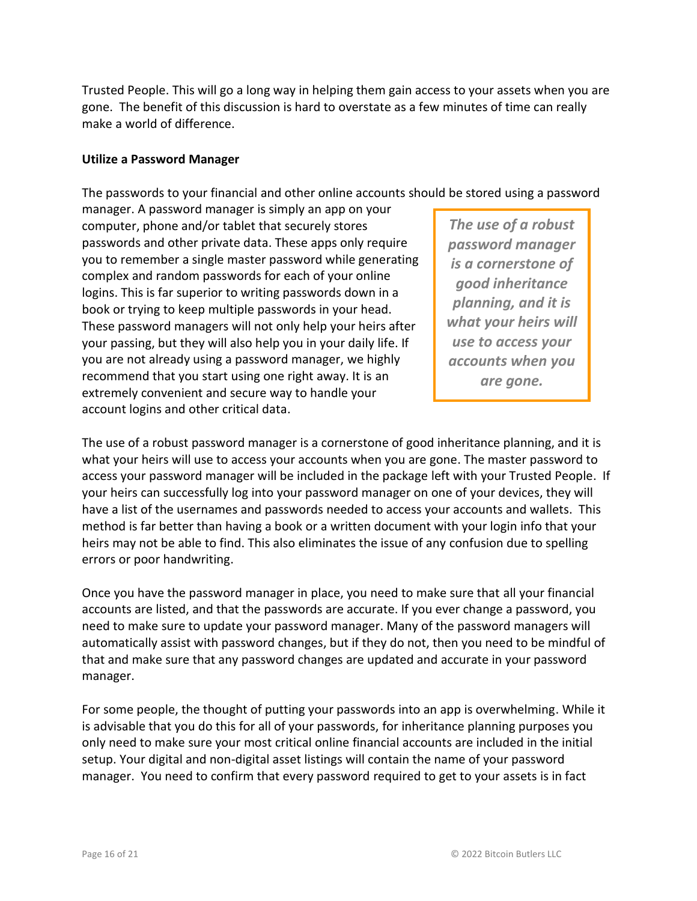Trusted People. This will go a long way in helping them gain access to your assets when you are gone. The benefit of this discussion is hard to overstate as a few minutes of time can really make a world of difference.

**Utilize a Password Manager**

The passwords to your financial and other online accounts should be stored using a password manager. A password manager is simply an app on your computer, phone and/or tablet that securely stores passwords and other private data. These apps only require you to remember a single master password while generating complex and random passwords for each of your online logins. This is far superior to writing passwords down in a book or trying to keep multiple passwords in your head. These password managers will not only help your heirs after your passing, but they will also help you in your daily life. If you are not already using a password manager, we highly recommend that you start using one right away. It is an extremely convenient and secure way to handle your account logins and other critical data.

> ***The use of a robust password manager is a cornerstone of good inheritance planning, and it is what your heirs will use to access your accounts when you are gone.***

The use of a robust password manager is a cornerstone of good inheritance planning, and it is what your heirs will use to access your accounts when you are gone. The master password to access your password manager will be included in the package left with your Trusted People. If your heirs can successfully log into your password manager on one of your devices, they will have a list of the usernames and passwords needed to access your accounts and wallets. This method is far better than having a book or a written document with your login info that your heirs may not be able to find. This also eliminates the issue of any confusion due to spelling errors or poor handwriting.

Once you have the password manager in place, you need to make sure that all your financial accounts are listed, and that the passwords are accurate. If you ever change a password, you need to make sure to update your password manager. Many of the password managers will automatically assist with password changes, but if they do not, then you need to be mindful of that and make sure that any password changes are updated and accurate in your password manager.

For some people, the thought of putting your passwords into an app is overwhelming. While it is advisable that you do this for all of your passwords, for inheritance planning purposes you only need to make sure your most critical online financial accounts are included in the initial setup. Your digital and non-digital asset listings will contain the name of your password manager. You need to confirm that every password required to get to your assets is in fact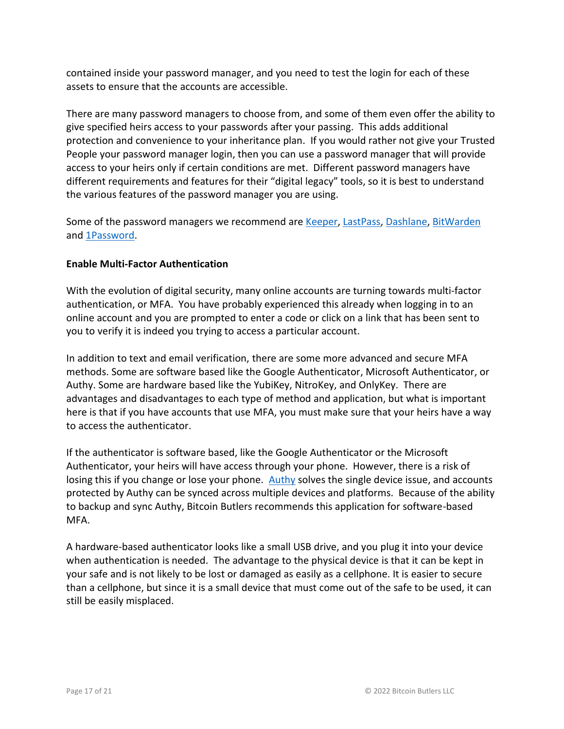contained inside your password manager, and you need to test the login for each of these assets to ensure that the accounts are accessible.

There are many password managers to choose from, and some of them even offer the ability to give specified heirs access to your passwords after your passing. This adds additional protection and convenience to your inheritance plan. If you would rather not give your Trusted People your password manager login, then you can use a password manager that will provide access to your heirs only if certain conditions are met. Different password managers have different requirements and features for their "digital legacy" tools, so it is best to understand the various features of the password manager you are using.

Some of the password managers we recommend are Keeper, LastPass, Dashlane, BitWarden and 1Password.

**Enable Multi-Factor Authentication**

With the evolution of digital security, many online accounts are turning towards multi-factor authentication, or MFA. You have probably experienced this already when logging in to an online account and you are prompted to enter a code or click on a link that has been sent to you to verify it is indeed you trying to access a particular account.

In addition to text and email verification, there are some more advanced and secure MFA methods. Some are software based like the Google Authenticator, Microsoft Authenticator, or Authy. Some are hardware based like the YubiKey, NitroKey, and OnlyKey. There are advantages and disadvantages to each type of method and application, but what is important here is that if you have accounts that use MFA, you must make sure that your heirs have a way to access the authenticator.

If the authenticator is software based, like the Google Authenticator or the Microsoft Authenticator, your heirs will have access through your phone. However, there is a risk of losing this if you change or lose your phone. Authy solves the single device issue, and accounts protected by Authy can be synced across multiple devices and platforms. Because of the ability to backup and sync Authy, Bitcoin Butlers recommends this application for software-based MFA.

A hardware-based authenticator looks like a small USB drive, and you plug it into your device when authentication is needed. The advantage to the physical device is that it can be kept in your safe and is not likely to be lost or damaged as easily as a cellphone. It is easier to secure than a cellphone, but since it is a small device that must come out of the safe to be used, it can still be easily misplaced.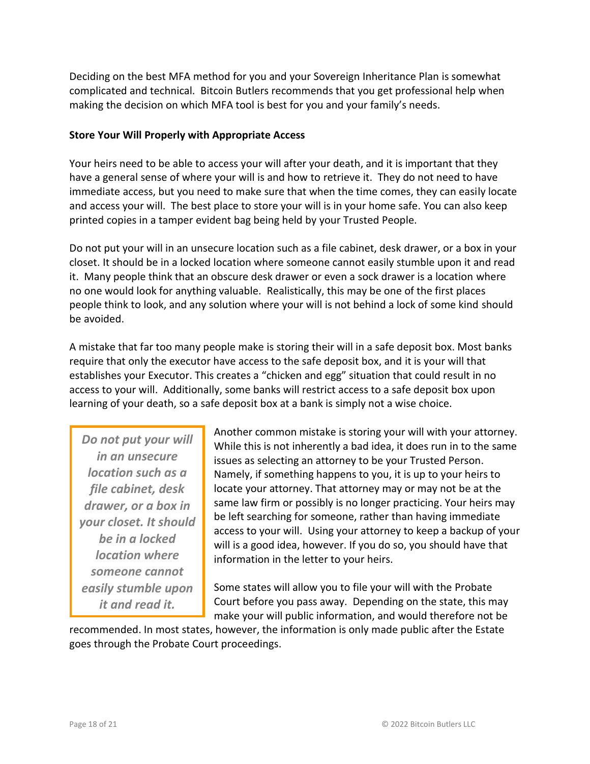Deciding on the best MFA method for you and your Sovereign Inheritance Plan is somewhat complicated and technical. Bitcoin Butlers recommends that you get professional help when making the decision on which MFA tool is best for you and your family's needs.

**Store Your Will Properly with Appropriate Access**

Your heirs need to be able to access your will after your death, and it is important that they have a general sense of where your will is and how to retrieve it. They do not need to have immediate access, but you need to make sure that when the time comes, they can easily locate and access your will. The best place to store your will is in your home safe. You can also keep printed copies in a tamper evident bag being held by your Trusted People.

Do not put your will in an unsecure location such as a file cabinet, desk drawer, or a box in your closet. It should be in a locked location where someone cannot easily stumble upon it and read it. Many people think that an obscure desk drawer or even a sock drawer is a location where no one would look for anything valuable. Realistically, this may be one of the first places people think to look, and any solution where your will is not behind a lock of some kind should be avoided.

A mistake that far too many people make is storing their will in a safe deposit box. Most banks require that only the executor have access to the safe deposit box, and it is your will that establishes your Executor. This creates a "chicken and egg" situation that could result in no access to your will. Additionally, some banks will restrict access to a safe deposit box upon learning of your death, so a safe deposit box at a bank is simply not a wise choice.

> ***Do not put your will in an unsecure location such as a file cabinet, desk drawer, or a box in your closet. It should be in a locked location where someone cannot easily stumble upon it and read it.***

Another common mistake is storing your will with your attorney. While this is not inherently a bad idea, it does run in to the same issues as selecting an attorney to be your Trusted Person. Namely, if something happens to you, it is up to your heirs to locate your attorney. That attorney may or may not be at the same law firm or possibly is no longer practicing. Your heirs may be left searching for someone, rather than having immediate access to your will. Using your attorney to keep a backup of your will is a good idea, however. If you do so, you should have that information in the letter to your heirs.

Some states will allow you to file your will with the Probate Court before you pass away. Depending on the state, this may make your will public information, and would therefore not be recommended. In most states, however, the information is only made public after the Estate goes through the Probate Court proceedings.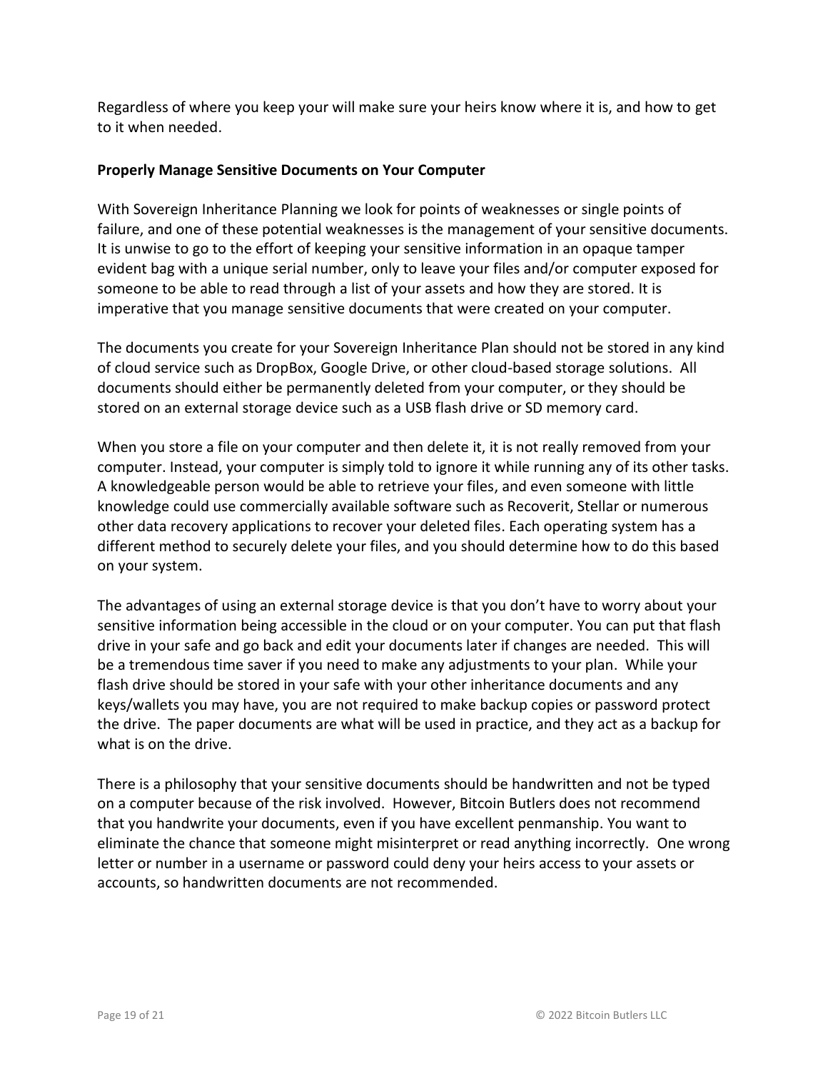Regardless of where you keep your will make sure your heirs know where it is, and how to get to it when needed.

**Properly Manage Sensitive Documents on Your Computer**

With Sovereign Inheritance Planning we look for points of weaknesses or single points of failure, and one of these potential weaknesses is the management of your sensitive documents. It is unwise to go to the effort of keeping your sensitive information in an opaque tamper evident bag with a unique serial number, only to leave your files and/or computer exposed for someone to be able to read through a list of your assets and how they are stored. It is imperative that you manage sensitive documents that were created on your computer.

The documents you create for your Sovereign Inheritance Plan should not be stored in any kind of cloud service such as DropBox, Google Drive, or other cloud-based storage solutions. All documents should either be permanently deleted from your computer, or they should be stored on an external storage device such as a USB flash drive or SD memory card.

When you store a file on your computer and then delete it, it is not really removed from your computer. Instead, your computer is simply told to ignore it while running any of its other tasks. A knowledgeable person would be able to retrieve your files, and even someone with little knowledge could use commercially available software such as Recoverit, Stellar or numerous other data recovery applications to recover your deleted files. Each operating system has a different method to securely delete your files, and you should determine how to do this based on your system.

The advantages of using an external storage device is that you don't have to worry about your sensitive information being accessible in the cloud or on your computer. You can put that flash drive in your safe and go back and edit your documents later if changes are needed. This will be a tremendous time saver if you need to make any adjustments to your plan. While your flash drive should be stored in your safe with your other inheritance documents and any keys/wallets you may have, you are not required to make backup copies or password protect the drive. The paper documents are what will be used in practice, and they act as a backup for what is on the drive.

There is a philosophy that your sensitive documents should be handwritten and not be typed on a computer because of the risk involved. However, Bitcoin Butlers does not recommend that you handwrite your documents, even if you have excellent penmanship. You want to eliminate the chance that someone might misinterpret or read anything incorrectly. One wrong letter or number in a username or password could deny your heirs access to your assets or accounts, so handwritten documents are not recommended.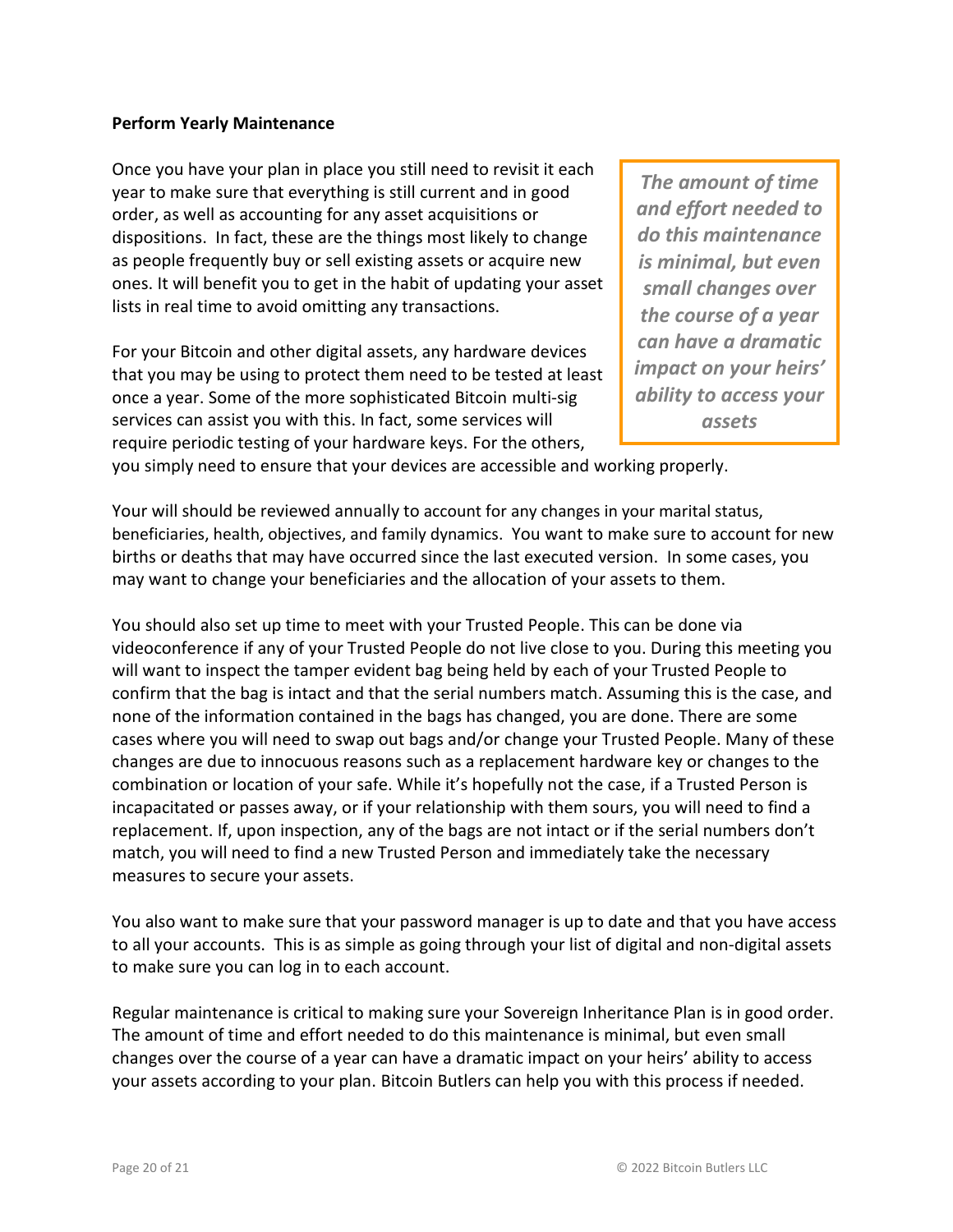**Perform Yearly Maintenance**

Once you have your plan in place you still need to revisit it each year to make sure that everything is still current and in good order, as well as accounting for any asset acquisitions or dispositions. In fact, these are the things most likely to change as people frequently buy or sell existing assets or acquire new ones. It will benefit you to get in the habit of updating your asset lists in real time to avoid omitting any transactions.

> ***The amount of time and effort needed to do this maintenance is minimal, but even small changes over the course of a year can have a dramatic impact on your heirs' ability to access your assets***

For your Bitcoin and other digital assets, any hardware devices that you may be using to protect them need to be tested at least once a year. Some of the more sophisticated Bitcoin multi-sig services can assist you with this. In fact, some services will require periodic testing of your hardware keys. For the others, you simply need to ensure that your devices are accessible and working properly.

Your will should be reviewed annually to account for any changes in your marital status, beneficiaries, health, objectives, and family dynamics. You want to make sure to account for new births or deaths that may have occurred since the last executed version. In some cases, you may want to change your beneficiaries and the allocation of your assets to them.

You should also set up time to meet with your Trusted People. This can be done via videoconference if any of your Trusted People do not live close to you. During this meeting you will want to inspect the tamper evident bag being held by each of your Trusted People to confirm that the bag is intact and that the serial numbers match. Assuming this is the case, and none of the information contained in the bags has changed, you are done. There are some cases where you will need to swap out bags and/or change your Trusted People. Many of these changes are due to innocuous reasons such as a replacement hardware key or changes to the combination or location of your safe. While it's hopefully not the case, if a Trusted Person is incapacitated or passes away, or if your relationship with them sours, you will need to find a replacement. If, upon inspection, any of the bags are not intact or if the serial numbers don't match, you will need to find a new Trusted Person and immediately take the necessary measures to secure your assets.

You also want to make sure that your password manager is up to date and that you have access to all your accounts. This is as simple as going through your list of digital and non-digital assets to make sure you can log in to each account.

Regular maintenance is critical to making sure your Sovereign Inheritance Plan is in good order. The amount of time and effort needed to do this maintenance is minimal, but even small changes over the course of a year can have a dramatic impact on your heirs' ability to access your assets according to your plan. Bitcoin Butlers can help you with this process if needed.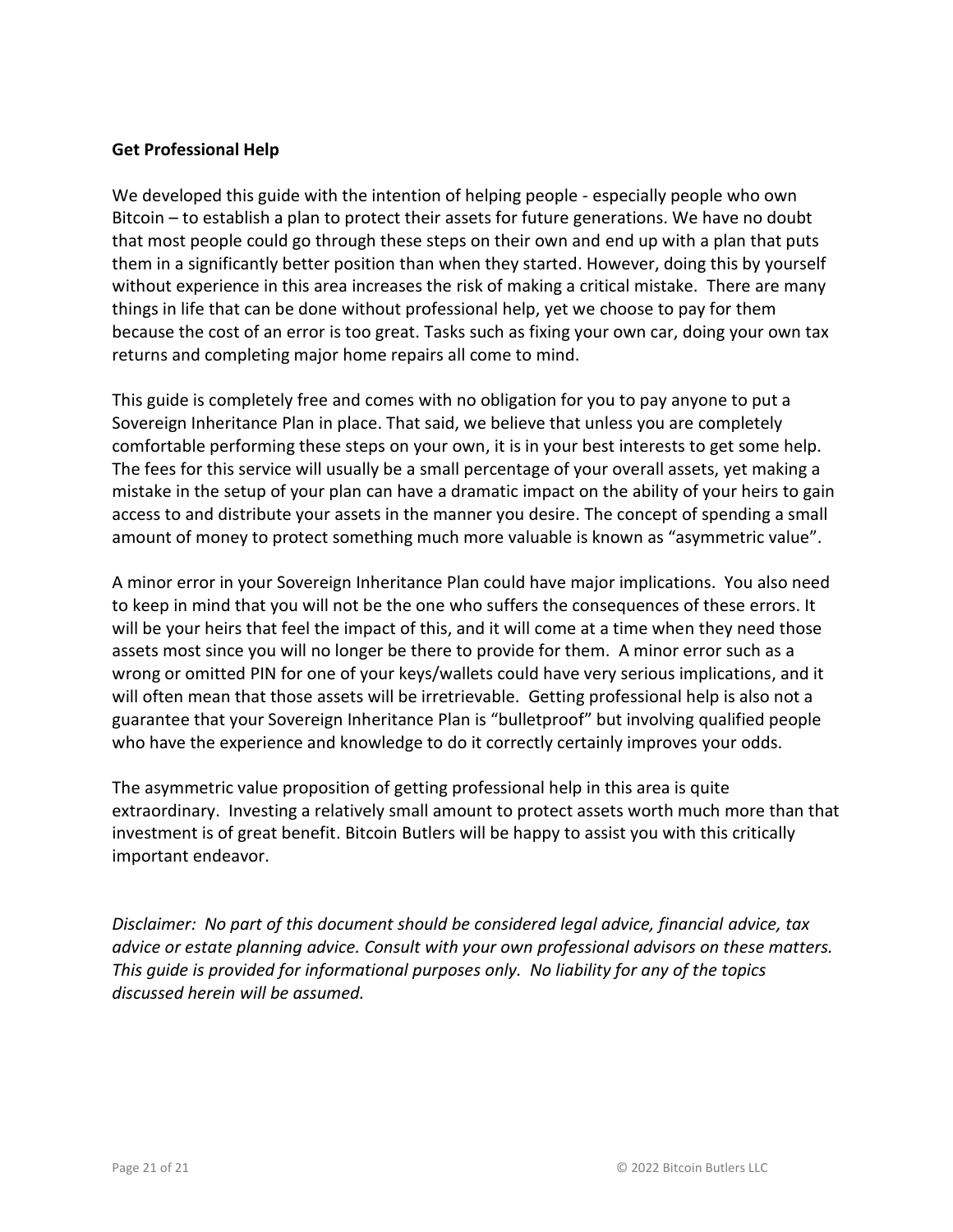**Get Professional Help**

We developed this guide with the intention of helping people - especially people who own Bitcoin – to establish a plan to protect their assets for future generations. We have no doubt that most people could go through these steps on their own and end up with a plan that puts them in a significantly better position than when they started. However, doing this by yourself without experience in this area increases the risk of making a critical mistake. There are many things in life that can be done without professional help, yet we choose to pay for them because the cost of an error is too great. Tasks such as fixing your own car, doing your own tax returns and completing major home repairs all come to mind.

This guide is completely free and comes with no obligation for you to pay anyone to put a Sovereign Inheritance Plan in place. That said, we believe that unless you are completely comfortable performing these steps on your own, it is in your best interests to get some help. The fees for this service will usually be a small percentage of your overall assets, yet making a mistake in the setup of your plan can have a dramatic impact on the ability of your heirs to gain access to and distribute your assets in the manner you desire. The concept of spending a small amount of money to protect something much more valuable is known as "asymmetric value".

A minor error in your Sovereign Inheritance Plan could have major implications. You also need to keep in mind that you will not be the one who suffers the consequences of these errors. It will be your heirs that feel the impact of this, and it will come at a time when they need those assets most since you will no longer be there to provide for them. A minor error such as a wrong or omitted PIN for one of your keys/wallets could have very serious implications, and it will often mean that those assets will be irretrievable. Getting professional help is also not a guarantee that your Sovereign Inheritance Plan is "bulletproof" but involving qualified people who have the experience and knowledge to do it correctly certainly improves your odds.

The asymmetric value proposition of getting professional help in this area is quite extraordinary. Investing a relatively small amount to protect assets worth much more than that investment is of great benefit. Bitcoin Butlers will be happy to assist you with this critically important endeavor.

*Disclaimer: No part of this document should be considered legal advice, financial advice, tax advice or estate planning advice. Consult with your own professional advisors on these matters. This guide is provided for informational purposes only. No liability for any of the topics discussed herein will be assumed.*

© 2022 Bitcoin Butlers LLC